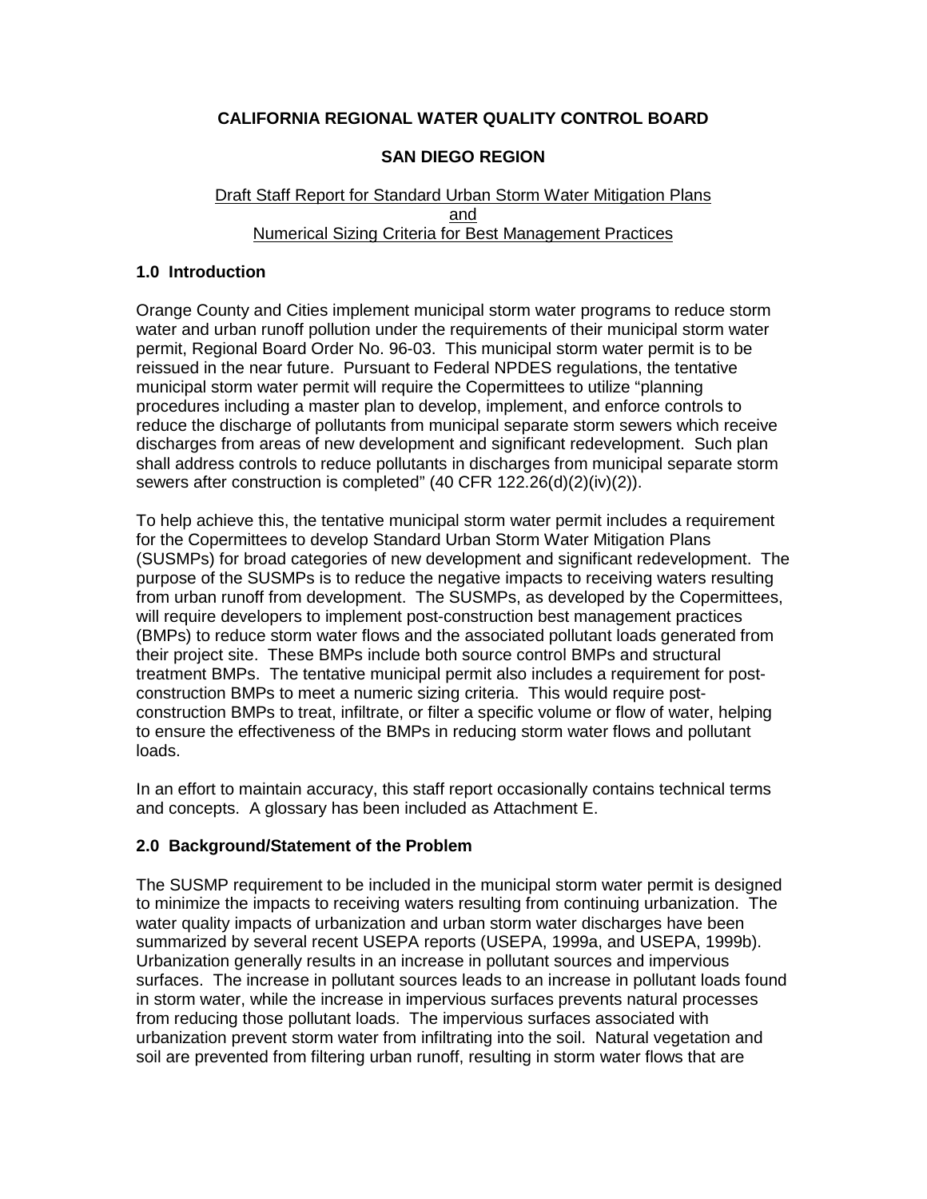**CALIFORNIA REGIONAL WATER QUALITY CONTROL BOARD**

**SAN DIEGO REGION**

Draft Staff Report for Standard Urban Storm Water Mitigation Plans
and
Numerical Sizing Criteria for Best Management Practices

## 1.0 Introduction

Orange County and Cities implement municipal storm water programs to reduce storm water and urban runoff pollution under the requirements of their municipal storm water permit, Regional Board Order No. 96-03. This municipal storm water permit is to be reissued in the near future. Pursuant to Federal NPDES regulations, the tentative municipal storm water permit will require the Copermittees to utilize "planning procedures including a master plan to develop, implement, and enforce controls to reduce the discharge of pollutants from municipal separate storm sewers which receive discharges from areas of new development and significant redevelopment. Such plan shall address controls to reduce pollutants in discharges from municipal separate storm sewers after construction is completed" (40 CFR 122.26(d)(2)(iv)(2)).

To help achieve this, the tentative municipal storm water permit includes a requirement for the Copermittees to develop Standard Urban Storm Water Mitigation Plans (SUSMPs) for broad categories of new development and significant redevelopment. The purpose of the SUSMPs is to reduce the negative impacts to receiving waters resulting from urban runoff from development. The SUSMPs, as developed by the Copermittees, will require developers to implement post-construction best management practices (BMPs) to reduce storm water flows and the associated pollutant loads generated from their project site. These BMPs include both source control BMPs and structural treatment BMPs. The tentative municipal permit also includes a requirement for post-construction BMPs to meet a numeric sizing criteria. This would require post-construction BMPs to treat, infiltrate, or filter a specific volume or flow of water, helping to ensure the effectiveness of the BMPs in reducing storm water flows and pollutant loads.

In an effort to maintain accuracy, this staff report occasionally contains technical terms and concepts. A glossary has been included as Attachment E.

## 2.0 Background/Statement of the Problem

The SUSMP requirement to be included in the municipal storm water permit is designed to minimize the impacts to receiving waters resulting from continuing urbanization. The water quality impacts of urbanization and urban storm water discharges have been summarized by several recent USEPA reports (USEPA, 1999a, and USEPA, 1999b). Urbanization generally results in an increase in pollutant sources and impervious surfaces. The increase in pollutant sources leads to an increase in pollutant loads found in storm water, while the increase in impervious surfaces prevents natural processes from reducing those pollutant loads. The impervious surfaces associated with urbanization prevent storm water from infiltrating into the soil. Natural vegetation and soil are prevented from filtering urban runoff, resulting in storm water flows that are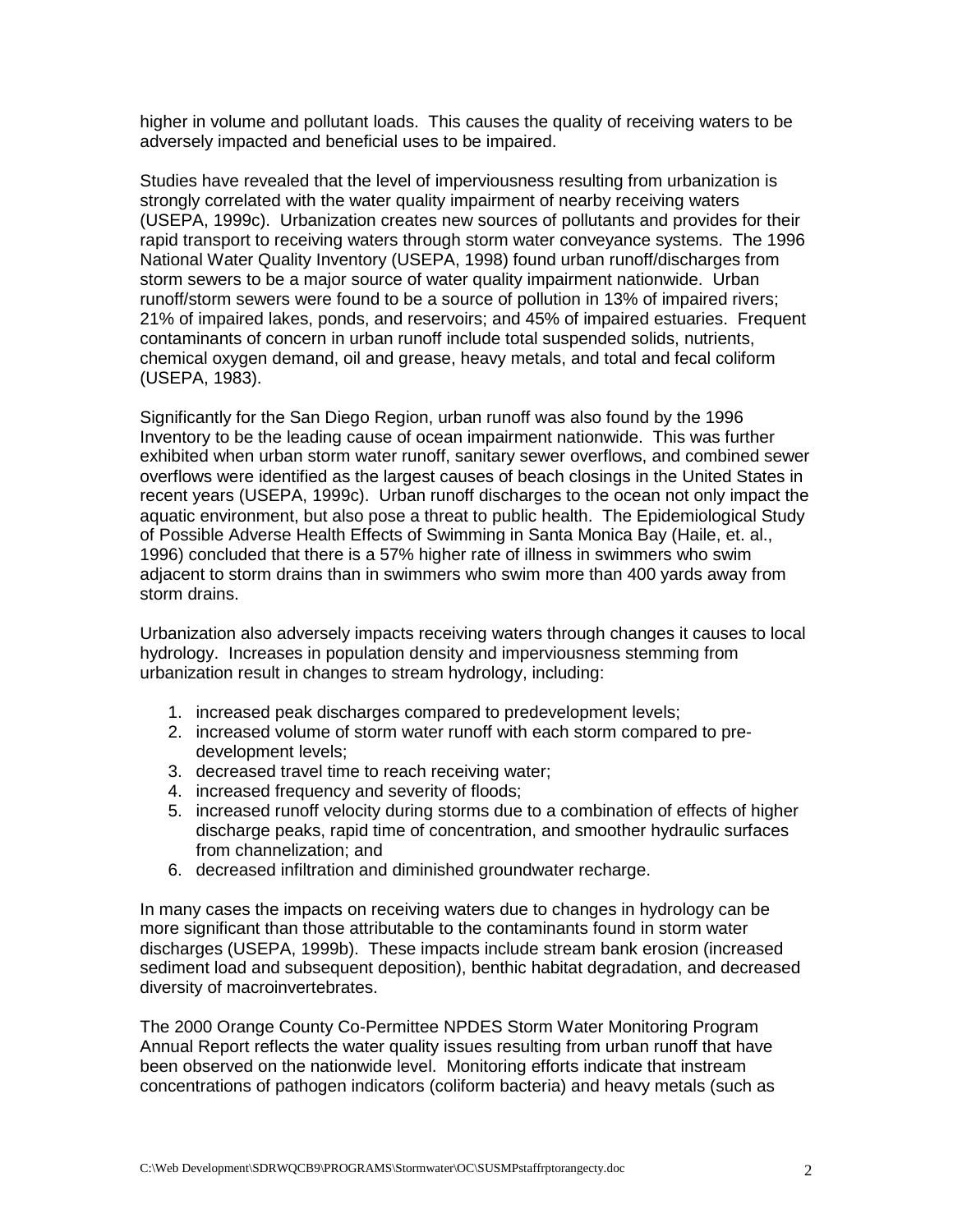higher in volume and pollutant loads. This causes the quality of receiving waters to be adversely impacted and beneficial uses to be impaired.

Studies have revealed that the level of imperviousness resulting from urbanization is strongly correlated with the water quality impairment of nearby receiving waters (USEPA, 1999c). Urbanization creates new sources of pollutants and provides for their rapid transport to receiving waters through storm water conveyance systems. The 1996 National Water Quality Inventory (USEPA, 1998) found urban runoff/discharges from storm sewers to be a major source of water quality impairment nationwide. Urban runoff/storm sewers were found to be a source of pollution in 13% of impaired rivers; 21% of impaired lakes, ponds, and reservoirs; and 45% of impaired estuaries. Frequent contaminants of concern in urban runoff include total suspended solids, nutrients, chemical oxygen demand, oil and grease, heavy metals, and total and fecal coliform (USEPA, 1983).

Significantly for the San Diego Region, urban runoff was also found by the 1996 Inventory to be the leading cause of ocean impairment nationwide. This was further exhibited when urban storm water runoff, sanitary sewer overflows, and combined sewer overflows were identified as the largest causes of beach closings in the United States in recent years (USEPA, 1999c). Urban runoff discharges to the ocean not only impact the aquatic environment, but also pose a threat to public health. The Epidemiological Study of Possible Adverse Health Effects of Swimming in Santa Monica Bay (Haile, et. al., 1996) concluded that there is a 57% higher rate of illness in swimmers who swim adjacent to storm drains than in swimmers who swim more than 400 yards away from storm drains.

Urbanization also adversely impacts receiving waters through changes it causes to local hydrology. Increases in population density and imperviousness stemming from urbanization result in changes to stream hydrology, including:

1. increased peak discharges compared to predevelopment levels;
2. increased volume of storm water runoff with each storm compared to pre-development levels;
3. decreased travel time to reach receiving water;
4. increased frequency and severity of floods;
5. increased runoff velocity during storms due to a combination of effects of higher discharge peaks, rapid time of concentration, and smoother hydraulic surfaces from channelization; and
6. decreased infiltration and diminished groundwater recharge.

In many cases the impacts on receiving waters due to changes in hydrology can be more significant than those attributable to the contaminants found in storm water discharges (USEPA, 1999b). These impacts include stream bank erosion (increased sediment load and subsequent deposition), benthic habitat degradation, and decreased diversity of macroinvertebrates.

The 2000 Orange County Co-Permittee NPDES Storm Water Monitoring Program Annual Report reflects the water quality issues resulting from urban runoff that have been observed on the nationwide level. Monitoring efforts indicate that instream concentrations of pathogen indicators (coliform bacteria) and heavy metals (such as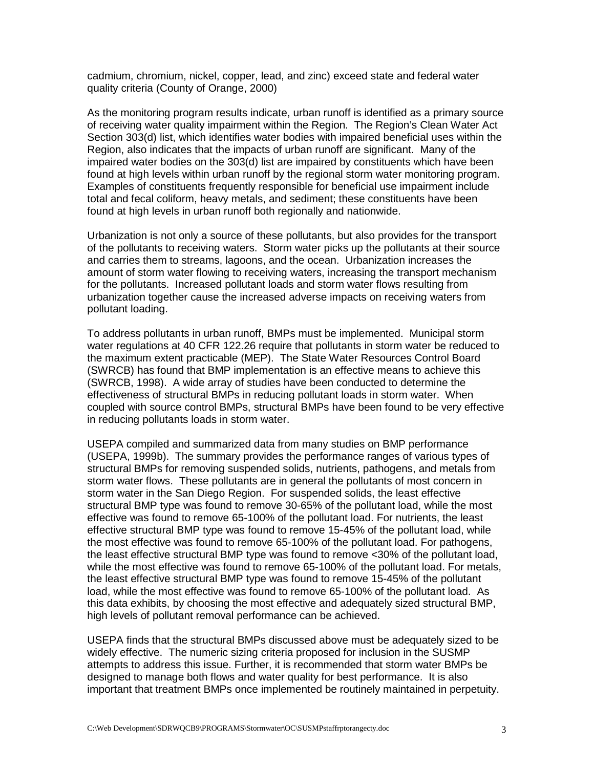cadmium, chromium, nickel, copper, lead, and zinc) exceed state and federal water quality criteria (County of Orange, 2000)

As the monitoring program results indicate, urban runoff is identified as a primary source of receiving water quality impairment within the Region. The Region's Clean Water Act Section 303(d) list, which identifies water bodies with impaired beneficial uses within the Region, also indicates that the impacts of urban runoff are significant. Many of the impaired water bodies on the 303(d) list are impaired by constituents which have been found at high levels within urban runoff by the regional storm water monitoring program. Examples of constituents frequently responsible for beneficial use impairment include total and fecal coliform, heavy metals, and sediment; these constituents have been found at high levels in urban runoff both regionally and nationwide.

Urbanization is not only a source of these pollutants, but also provides for the transport of the pollutants to receiving waters. Storm water picks up the pollutants at their source and carries them to streams, lagoons, and the ocean. Urbanization increases the amount of storm water flowing to receiving waters, increasing the transport mechanism for the pollutants. Increased pollutant loads and storm water flows resulting from urbanization together cause the increased adverse impacts on receiving waters from pollutant loading.

To address pollutants in urban runoff, BMPs must be implemented. Municipal storm water regulations at 40 CFR 122.26 require that pollutants in storm water be reduced to the maximum extent practicable (MEP). The State Water Resources Control Board (SWRCB) has found that BMP implementation is an effective means to achieve this (SWRCB, 1998). A wide array of studies have been conducted to determine the effectiveness of structural BMPs in reducing pollutant loads in storm water. When coupled with source control BMPs, structural BMPs have been found to be very effective in reducing pollutants loads in storm water.

USEPA compiled and summarized data from many studies on BMP performance (USEPA, 1999b). The summary provides the performance ranges of various types of structural BMPs for removing suspended solids, nutrients, pathogens, and metals from storm water flows. These pollutants are in general the pollutants of most concern in storm water in the San Diego Region. For suspended solids, the least effective structural BMP type was found to remove 30-65% of the pollutant load, while the most effective was found to remove 65-100% of the pollutant load. For nutrients, the least effective structural BMP type was found to remove 15-45% of the pollutant load, while the most effective was found to remove 65-100% of the pollutant load. For pathogens, the least effective structural BMP type was found to remove <30% of the pollutant load, while the most effective was found to remove 65-100% of the pollutant load. For metals, the least effective structural BMP type was found to remove 15-45% of the pollutant load, while the most effective was found to remove 65-100% of the pollutant load. As this data exhibits, by choosing the most effective and adequately sized structural BMP, high levels of pollutant removal performance can be achieved.

USEPA finds that the structural BMPs discussed above must be adequately sized to be widely effective. The numeric sizing criteria proposed for inclusion in the SUSMP attempts to address this issue. Further, it is recommended that storm water BMPs be designed to manage both flows and water quality for best performance. It is also important that treatment BMPs once implemented be routinely maintained in perpetuity.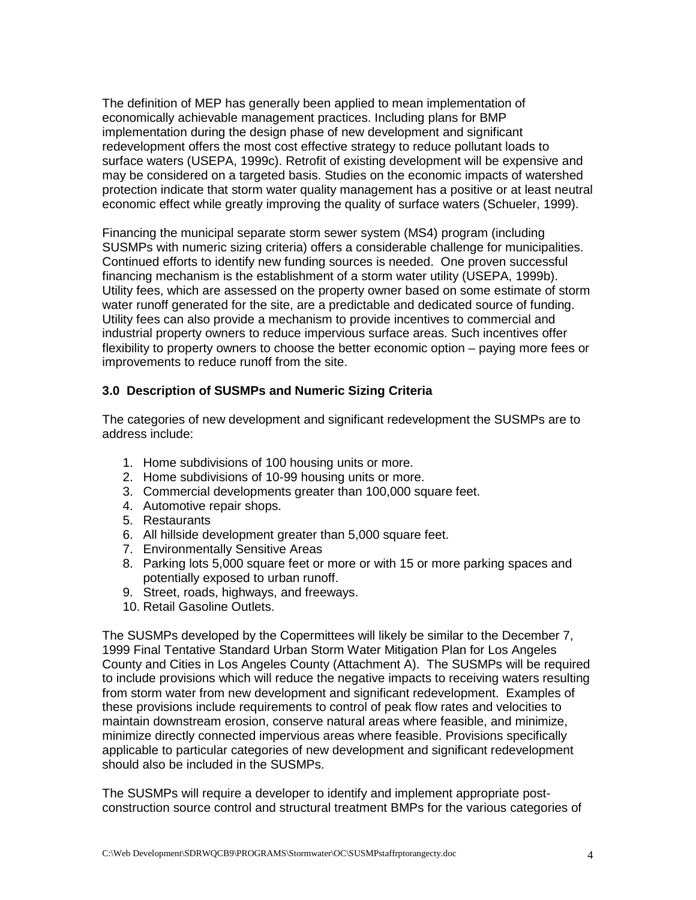The definition of MEP has generally been applied to mean implementation of economically achievable management practices. Including plans for BMP implementation during the design phase of new development and significant redevelopment offers the most cost effective strategy to reduce pollutant loads to surface waters (USEPA, 1999c). Retrofit of existing development will be expensive and may be considered on a targeted basis. Studies on the economic impacts of watershed protection indicate that storm water quality management has a positive or at least neutral economic effect while greatly improving the quality of surface waters (Schueler, 1999).

Financing the municipal separate storm sewer system (MS4) program (including SUSMPs with numeric sizing criteria) offers a considerable challenge for municipalities. Continued efforts to identify new funding sources is needed. One proven successful financing mechanism is the establishment of a storm water utility (USEPA, 1999b). Utility fees, which are assessed on the property owner based on some estimate of storm water runoff generated for the site, are a predictable and dedicated source of funding. Utility fees can also provide a mechanism to provide incentives to commercial and industrial property owners to reduce impervious surface areas. Such incentives offer flexibility to property owners to choose the better economic option – paying more fees or improvements to reduce runoff from the site.

### 3.0 Description of SUSMPs and Numeric Sizing Criteria

The categories of new development and significant redevelopment the SUSMPs are to address include:

1. Home subdivisions of 100 housing units or more.
2. Home subdivisions of 10-99 housing units or more.
3. Commercial developments greater than 100,000 square feet.
4. Automotive repair shops.
5. Restaurants
6. All hillside development greater than 5,000 square feet.
7. Environmentally Sensitive Areas
8. Parking lots 5,000 square feet or more or with 15 or more parking spaces and potentially exposed to urban runoff.
9. Street, roads, highways, and freeways.
10. Retail Gasoline Outlets.

The SUSMPs developed by the Copermittees will likely be similar to the December 7, 1999 Final Tentative Standard Urban Storm Water Mitigation Plan for Los Angeles County and Cities in Los Angeles County (Attachment A). The SUSMPs will be required to include provisions which will reduce the negative impacts to receiving waters resulting from storm water from new development and significant redevelopment. Examples of these provisions include requirements to control of peak flow rates and velocities to maintain downstream erosion, conserve natural areas where feasible, and minimize, minimize directly connected impervious areas where feasible. Provisions specifically applicable to particular categories of new development and significant redevelopment should also be included in the SUSMPs.

The SUSMPs will require a developer to identify and implement appropriate post-construction source control and structural treatment BMPs for the various categories of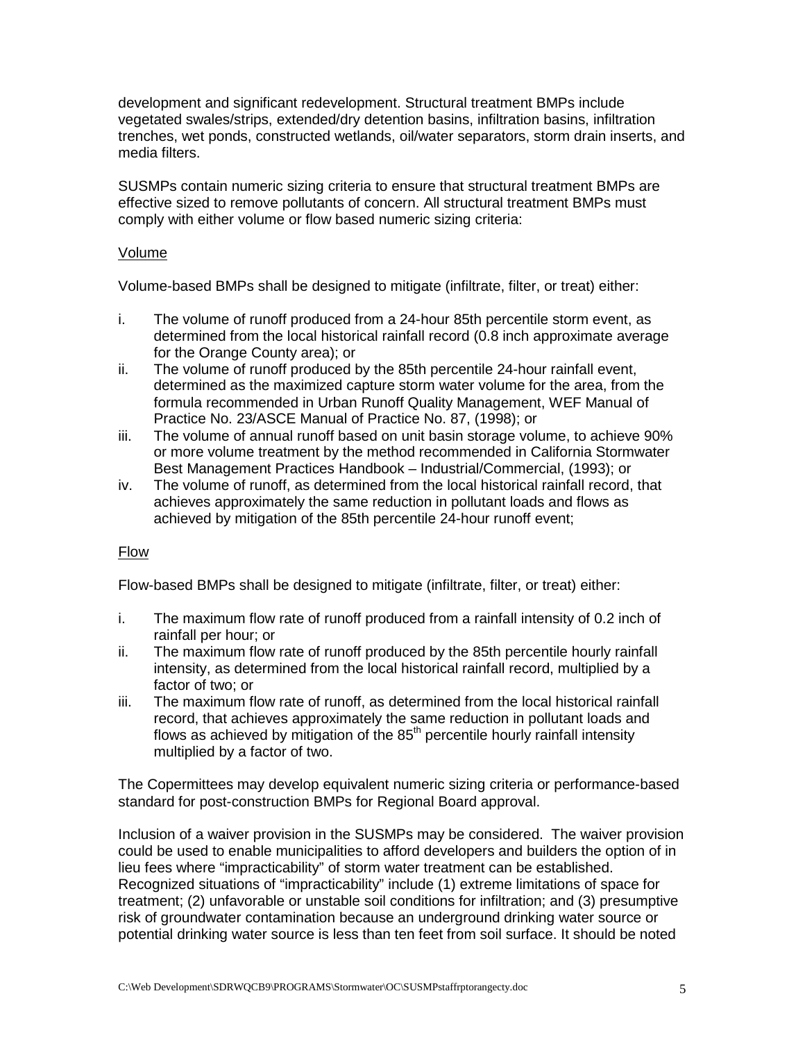development and significant redevelopment. Structural treatment BMPs include vegetated swales/strips, extended/dry detention basins, infiltration basins, infiltration trenches, wet ponds, constructed wetlands, oil/water separators, storm drain inserts, and media filters.

SUSMPs contain numeric sizing criteria to ensure that structural treatment BMPs are effective sized to remove pollutants of concern. All structural treatment BMPs must comply with either volume or flow based numeric sizing criteria:

<u>Volume</u>

Volume-based BMPs shall be designed to mitigate (infiltrate, filter, or treat) either:

i. The volume of runoff produced from a 24-hour 85th percentile storm event, as determined from the local historical rainfall record (0.8 inch approximate average for the Orange County area); or
ii. The volume of runoff produced by the 85th percentile 24-hour rainfall event, determined as the maximized capture storm water volume for the area, from the formula recommended in Urban Runoff Quality Management, WEF Manual of Practice No. 23/ASCE Manual of Practice No. 87, (1998); or
iii. The volume of annual runoff based on unit basin storage volume, to achieve 90% or more volume treatment by the method recommended in California Stormwater Best Management Practices Handbook – Industrial/Commercial, (1993); or
iv. The volume of runoff, as determined from the local historical rainfall record, that achieves approximately the same reduction in pollutant loads and flows as achieved by mitigation of the 85th percentile 24-hour runoff event;

<u>Flow</u>

Flow-based BMPs shall be designed to mitigate (infiltrate, filter, or treat) either:

i. The maximum flow rate of runoff produced from a rainfall intensity of 0.2 inch of rainfall per hour; or
ii. The maximum flow rate of runoff produced by the 85th percentile hourly rainfall intensity, as determined from the local historical rainfall record, multiplied by a factor of two; or
iii. The maximum flow rate of runoff, as determined from the local historical rainfall record, that achieves approximately the same reduction in pollutant loads and flows as achieved by mitigation of the 85$^{th}$ percentile hourly rainfall intensity multiplied by a factor of two.

The Copermittees may develop equivalent numeric sizing criteria or performance-based standard for post-construction BMPs for Regional Board approval.

Inclusion of a waiver provision in the SUSMPs may be considered. The waiver provision could be used to enable municipalities to afford developers and builders the option of in lieu fees where "impracticability" of storm water treatment can be established. Recognized situations of "impracticability" include (1) extreme limitations of space for treatment; (2) unfavorable or unstable soil conditions for infiltration; and (3) presumptive risk of groundwater contamination because an underground drinking water source or potential drinking water source is less than ten feet from soil surface. It should be noted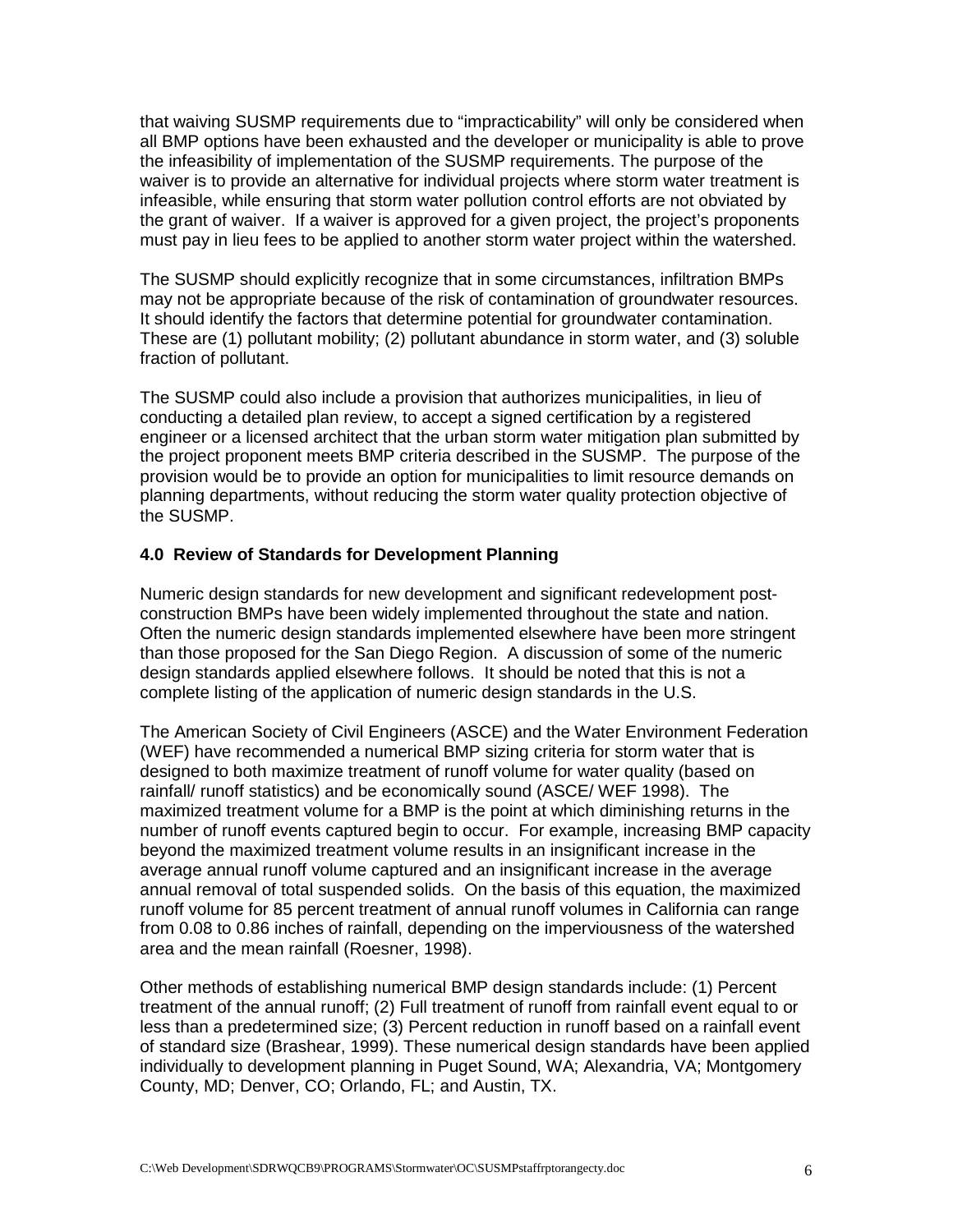that waiving SUSMP requirements due to "impracticability" will only be considered when all BMP options have been exhausted and the developer or municipality is able to prove the infeasibility of implementation of the SUSMP requirements. The purpose of the waiver is to provide an alternative for individual projects where storm water treatment is infeasible, while ensuring that storm water pollution control efforts are not obviated by the grant of waiver. If a waiver is approved for a given project, the project's proponents must pay in lieu fees to be applied to another storm water project within the watershed.

The SUSMP should explicitly recognize that in some circumstances, infiltration BMPs may not be appropriate because of the risk of contamination of groundwater resources. It should identify the factors that determine potential for groundwater contamination. These are (1) pollutant mobility; (2) pollutant abundance in storm water, and (3) soluble fraction of pollutant.

The SUSMP could also include a provision that authorizes municipalities, in lieu of conducting a detailed plan review, to accept a signed certification by a registered engineer or a licensed architect that the urban storm water mitigation plan submitted by the project proponent meets BMP criteria described in the SUSMP. The purpose of the provision would be to provide an option for municipalities to limit resource demands on planning departments, without reducing the storm water quality protection objective of the SUSMP.

## 4.0 Review of Standards for Development Planning

Numeric design standards for new development and significant redevelopment post-construction BMPs have been widely implemented throughout the state and nation. Often the numeric design standards implemented elsewhere have been more stringent than those proposed for the San Diego Region. A discussion of some of the numeric design standards applied elsewhere follows. It should be noted that this is not a complete listing of the application of numeric design standards in the U.S.

The American Society of Civil Engineers (ASCE) and the Water Environment Federation (WEF) have recommended a numerical BMP sizing criteria for storm water that is designed to both maximize treatment of runoff volume for water quality (based on rainfall/ runoff statistics) and be economically sound (ASCE/ WEF 1998). The maximized treatment volume for a BMP is the point at which diminishing returns in the number of runoff events captured begin to occur. For example, increasing BMP capacity beyond the maximized treatment volume results in an insignificant increase in the average annual runoff volume captured and an insignificant increase in the average annual removal of total suspended solids. On the basis of this equation, the maximized runoff volume for 85 percent treatment of annual runoff volumes in California can range from 0.08 to 0.86 inches of rainfall, depending on the imperviousness of the watershed area and the mean rainfall (Roesner, 1998).

Other methods of establishing numerical BMP design standards include: (1) Percent treatment of the annual runoff; (2) Full treatment of runoff from rainfall event equal to or less than a predetermined size; (3) Percent reduction in runoff based on a rainfall event of standard size (Brashear, 1999). These numerical design standards have been applied individually to development planning in Puget Sound, WA; Alexandria, VA; Montgomery County, MD; Denver, CO; Orlando, FL; and Austin, TX.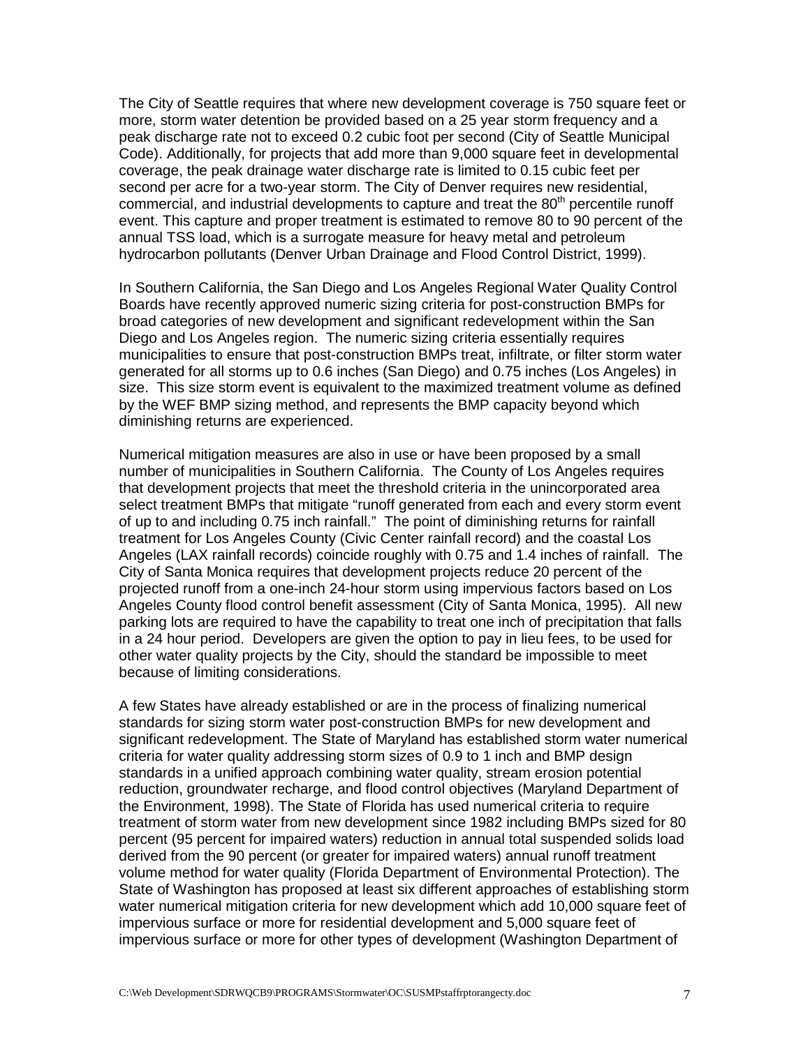The City of Seattle requires that where new development coverage is 750 square feet or more, storm water detention be provided based on a 25 year storm frequency and a peak discharge rate not to exceed 0.2 cubic foot per second (City of Seattle Municipal Code). Additionally, for projects that add more than 9,000 square feet in developmental coverage, the peak drainage water discharge rate is limited to 0.15 cubic feet per second per acre for a two-year storm. The City of Denver requires new residential, commercial, and industrial developments to capture and treat the 80$^{th}$ percentile runoff event. This capture and proper treatment is estimated to remove 80 to 90 percent of the annual TSS load, which is a surrogate measure for heavy metal and petroleum hydrocarbon pollutants (Denver Urban Drainage and Flood Control District, 1999).

In Southern California, the San Diego and Los Angeles Regional Water Quality Control Boards have recently approved numeric sizing criteria for post-construction BMPs for broad categories of new development and significant redevelopment within the San Diego and Los Angeles region. The numeric sizing criteria essentially requires municipalities to ensure that post-construction BMPs treat, infiltrate, or filter storm water generated for all storms up to 0.6 inches (San Diego) and 0.75 inches (Los Angeles) in size. This size storm event is equivalent to the maximized treatment volume as defined by the WEF BMP sizing method, and represents the BMP capacity beyond which diminishing returns are experienced.

Numerical mitigation measures are also in use or have been proposed by a small number of municipalities in Southern California. The County of Los Angeles requires that development projects that meet the threshold criteria in the unincorporated area select treatment BMPs that mitigate "runoff generated from each and every storm event of up to and including 0.75 inch rainfall." The point of diminishing returns for rainfall treatment for Los Angeles County (Civic Center rainfall record) and the coastal Los Angeles (LAX rainfall records) coincide roughly with 0.75 and 1.4 inches of rainfall. The City of Santa Monica requires that development projects reduce 20 percent of the projected runoff from a one-inch 24-hour storm using impervious factors based on Los Angeles County flood control benefit assessment (City of Santa Monica, 1995). All new parking lots are required to have the capability to treat one inch of precipitation that falls in a 24 hour period. Developers are given the option to pay in lieu fees, to be used for other water quality projects by the City, should the standard be impossible to meet because of limiting considerations.

A few States have already established or are in the process of finalizing numerical standards for sizing storm water post-construction BMPs for new development and significant redevelopment. The State of Maryland has established storm water numerical criteria for water quality addressing storm sizes of 0.9 to 1 inch and BMP design standards in a unified approach combining water quality, stream erosion potential reduction, groundwater recharge, and flood control objectives (Maryland Department of the Environment, 1998). The State of Florida has used numerical criteria to require treatment of storm water from new development since 1982 including BMPs sized for 80 percent (95 percent for impaired waters) reduction in annual total suspended solids load derived from the 90 percent (or greater for impaired waters) annual runoff treatment volume method for water quality (Florida Department of Environmental Protection). The State of Washington has proposed at least six different approaches of establishing storm water numerical mitigation criteria for new development which add 10,000 square feet of impervious surface or more for residential development and 5,000 square feet of impervious surface or more for other types of development (Washington Department of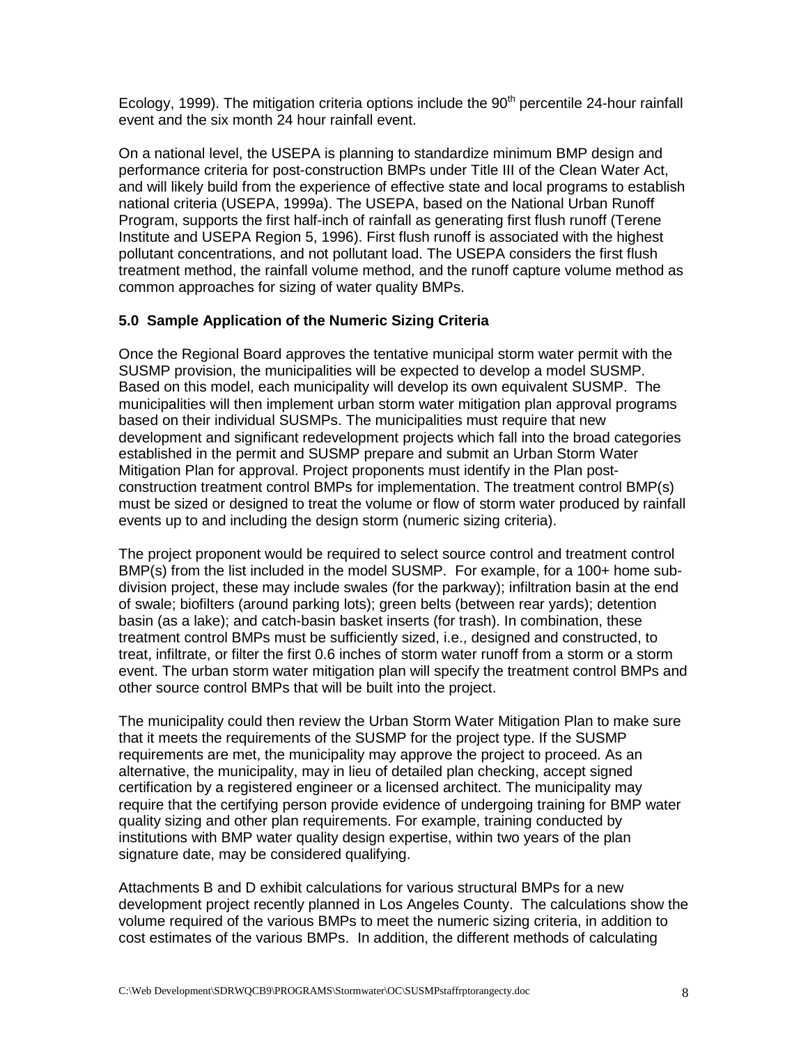Ecology, 1999). The mitigation criteria options include the 90th percentile 24-hour rainfall event and the six month 24 hour rainfall event.

On a national level, the USEPA is planning to standardize minimum BMP design and performance criteria for post-construction BMPs under Title III of the Clean Water Act, and will likely build from the experience of effective state and local programs to establish national criteria (USEPA, 1999a). The USEPA, based on the National Urban Runoff Program, supports the first half-inch of rainfall as generating first flush runoff (Terene Institute and USEPA Region 5, 1996). First flush runoff is associated with the highest pollutant concentrations, and not pollutant load. The USEPA considers the first flush treatment method, the rainfall volume method, and the runoff capture volume method as common approaches for sizing of water quality BMPs.

## 5.0 Sample Application of the Numeric Sizing Criteria

Once the Regional Board approves the tentative municipal storm water permit with the SUSMP provision, the municipalities will be expected to develop a model SUSMP. Based on this model, each municipality will develop its own equivalent SUSMP. The municipalities will then implement urban storm water mitigation plan approval programs based on their individual SUSMPs. The municipalities must require that new development and significant redevelopment projects which fall into the broad categories established in the permit and SUSMP prepare and submit an Urban Storm Water Mitigation Plan for approval. Project proponents must identify in the Plan post-construction treatment control BMPs for implementation. The treatment control BMP(s) must be sized or designed to treat the volume or flow of storm water produced by rainfall events up to and including the design storm (numeric sizing criteria).

The project proponent would be required to select source control and treatment control BMP(s) from the list included in the model SUSMP. For example, for a 100+ home sub-division project, these may include swales (for the parkway); infiltration basin at the end of swale; biofilters (around parking lots); green belts (between rear yards); detention basin (as a lake); and catch-basin basket inserts (for trash). In combination, these treatment control BMPs must be sufficiently sized, i.e., designed and constructed, to treat, infiltrate, or filter the first 0.6 inches of storm water runoff from a storm or a storm event. The urban storm water mitigation plan will specify the treatment control BMPs and other source control BMPs that will be built into the project.

The municipality could then review the Urban Storm Water Mitigation Plan to make sure that it meets the requirements of the SUSMP for the project type. If the SUSMP requirements are met, the municipality may approve the project to proceed. As an alternative, the municipality, may in lieu of detailed plan checking, accept signed certification by a registered engineer or a licensed architect. The municipality may require that the certifying person provide evidence of undergoing training for BMP water quality sizing and other plan requirements. For example, training conducted by institutions with BMP water quality design expertise, within two years of the plan signature date, may be considered qualifying.

Attachments B and D exhibit calculations for various structural BMPs for a new development project recently planned in Los Angeles County. The calculations show the volume required of the various BMPs to meet the numeric sizing criteria, in addition to cost estimates of the various BMPs. In addition, the different methods of calculating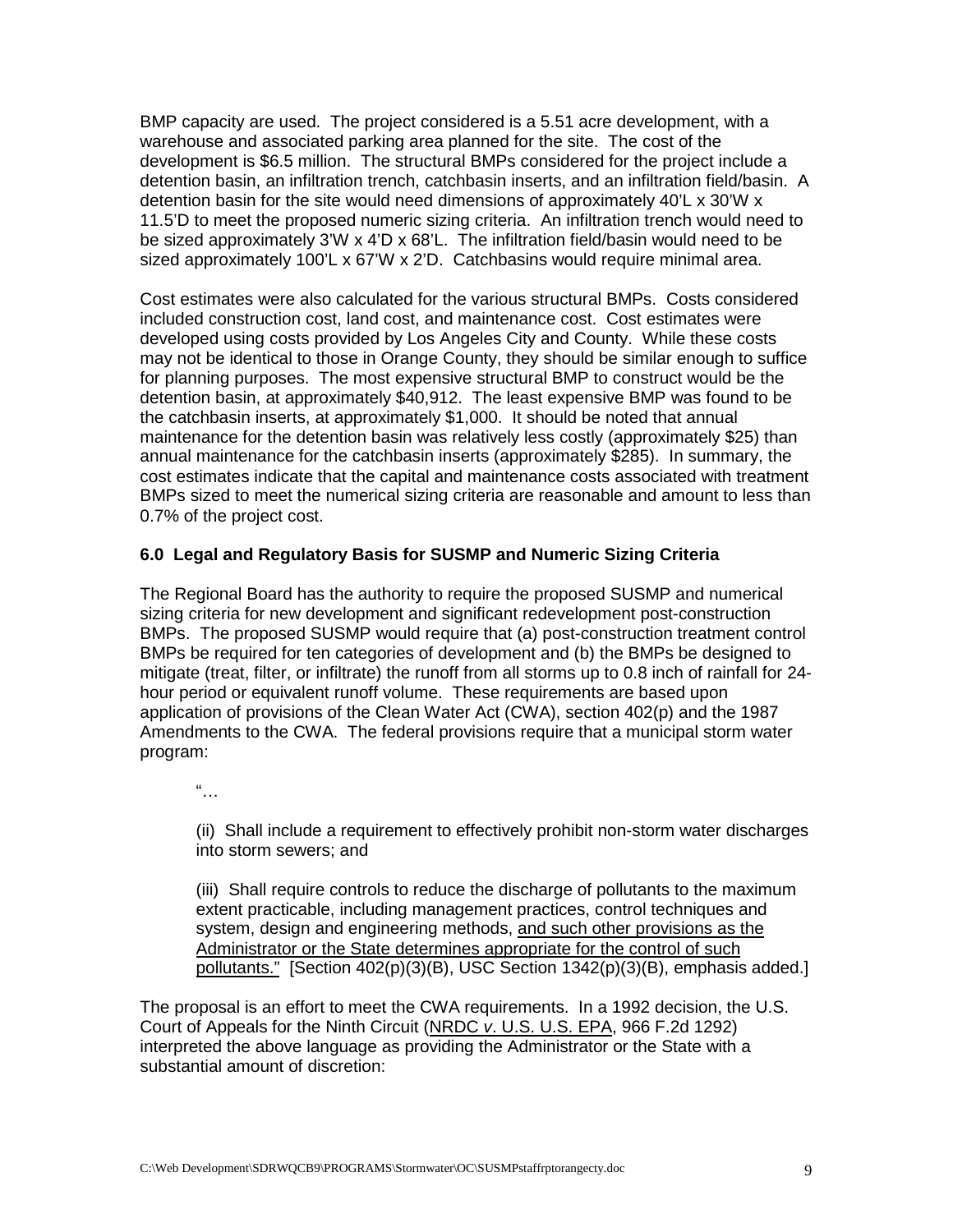BMP capacity are used. The project considered is a 5.51 acre development, with a warehouse and associated parking area planned for the site. The cost of the development is $6.5 million. The structural BMPs considered for the project include a detention basin, an infiltration trench, catchbasin inserts, and an infiltration field/basin. A detention basin for the site would need dimensions of approximately 40'L x 30'W x 11.5'D to meet the proposed numeric sizing criteria. An infiltration trench would need to be sized approximately 3'W x 4'D x 68'L. The infiltration field/basin would need to be sized approximately 100'L x 67'W x 2'D. Catchbasins would require minimal area.

Cost estimates were also calculated for the various structural BMPs. Costs considered included construction cost, land cost, and maintenance cost. Cost estimates were developed using costs provided by Los Angeles City and County. While these costs may not be identical to those in Orange County, they should be similar enough to suffice for planning purposes. The most expensive structural BMP to construct would be the detention basin, at approximately $40,912. The least expensive BMP was found to be the catchbasin inserts, at approximately $1,000. It should be noted that annual maintenance for the detention basin was relatively less costly (approximately $25) than annual maintenance for the catchbasin inserts (approximately $285). In summary, the cost estimates indicate that the capital and maintenance costs associated with treatment BMPs sized to meet the numerical sizing criteria are reasonable and amount to less than 0.7% of the project cost.

### 6.0 Legal and Regulatory Basis for SUSMP and Numeric Sizing Criteria

The Regional Board has the authority to require the proposed SUSMP and numerical sizing criteria for new development and significant redevelopment post-construction BMPs. The proposed SUSMP would require that (a) post-construction treatment control BMPs be required for ten categories of development and (b) the BMPs be designed to mitigate (treat, filter, or infiltrate) the runoff from all storms up to 0.8 inch of rainfall for 24-hour period or equivalent runoff volume. These requirements are based upon application of provisions of the Clean Water Act (CWA), section 402(p) and the 1987 Amendments to the CWA. The federal provisions require that a municipal storm water program:

> "…
>
> (ii) Shall include a requirement to effectively prohibit non-storm water discharges into storm sewers; and
>
> (iii) Shall require controls to reduce the discharge of pollutants to the maximum extent practicable, including management practices, control techniques and system, design and engineering methods, <u>and such other provisions as the Administrator or the State determines appropriate for the control of such pollutants."</u> [Section 402(p)(3)(B), USC Section 1342(p)(3)(B), emphasis added.]

The proposal is an effort to meet the CWA requirements. In a 1992 decision, the U.S. Court of Appeals for the Ninth Circuit (<u>NRDC *v*. U.S. U.S. EPA</u>, 966 F.2d 1292) interpreted the above language as providing the Administrator or the State with a substantial amount of discretion: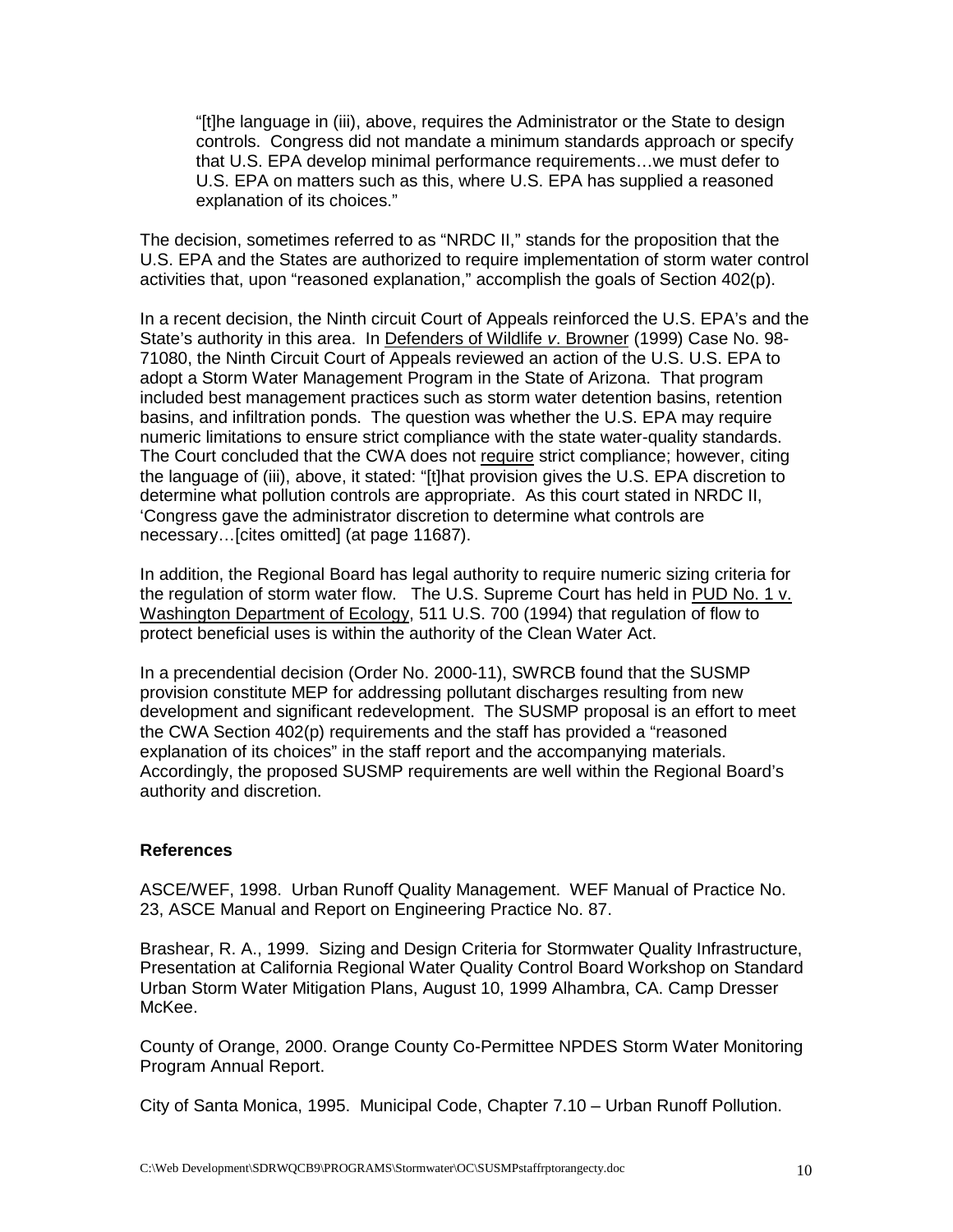> “[t]he language in (iii), above, requires the Administrator or the State to design controls. Congress did not mandate a minimum standards approach or specify that U.S. EPA develop minimal performance requirements…we must defer to U.S. EPA on matters such as this, where U.S. EPA has supplied a reasoned explanation of its choices.”

The decision, sometimes referred to as “NRDC II,” stands for the proposition that the U.S. EPA and the States are authorized to require implementation of storm water control activities that, upon “reasoned explanation,” accomplish the goals of Section 402(p).

In a recent decision, the Ninth circuit Court of Appeals reinforced the U.S. EPA’s and the State’s authority in this area. In Defenders of Wildlife *v*. Browner (1999) Case No. 98-71080, the Ninth Circuit Court of Appeals reviewed an action of the U.S. U.S. EPA to adopt a Storm Water Management Program in the State of Arizona. That program included best management practices such as storm water detention basins, retention basins, and infiltration ponds. The question was whether the U.S. EPA may require numeric limitations to ensure strict compliance with the state water-quality standards. The Court concluded that the CWA does not require strict compliance; however, citing the language of (iii), above, it stated: “[t]hat provision gives the U.S. EPA discretion to determine what pollution controls are appropriate. As this court stated in NRDC II, ‘Congress gave the administrator discretion to determine what controls are necessary…[cites omitted] (at page 11687).

In addition, the Regional Board has legal authority to require numeric sizing criteria for the regulation of storm water flow. The U.S. Supreme Court has held in PUD No. 1 v. Washington Department of Ecology, 511 U.S. 700 (1994) that regulation of flow to protect beneficial uses is within the authority of the Clean Water Act.

In a precendential decision (Order No. 2000-11), SWRCB found that the SUSMP provision constitute MEP for addressing pollutant discharges resulting from new development and significant redevelopment. The SUSMP proposal is an effort to meet the CWA Section 402(p) requirements and the staff has provided a “reasoned explanation of its choices” in the staff report and the accompanying materials. Accordingly, the proposed SUSMP requirements are well within the Regional Board’s authority and discretion.

**References**

ASCE/WEF, 1998. Urban Runoff Quality Management. WEF Manual of Practice No. 23, ASCE Manual and Report on Engineering Practice No. 87.

Brashear, R. A., 1999. Sizing and Design Criteria for Stormwater Quality Infrastructure, Presentation at California Regional Water Quality Control Board Workshop on Standard Urban Storm Water Mitigation Plans, August 10, 1999 Alhambra, CA. Camp Dresser McKee.

County of Orange, 2000. Orange County Co-Permittee NPDES Storm Water Monitoring Program Annual Report.

City of Santa Monica, 1995. Municipal Code, Chapter 7.10 – Urban Runoff Pollution.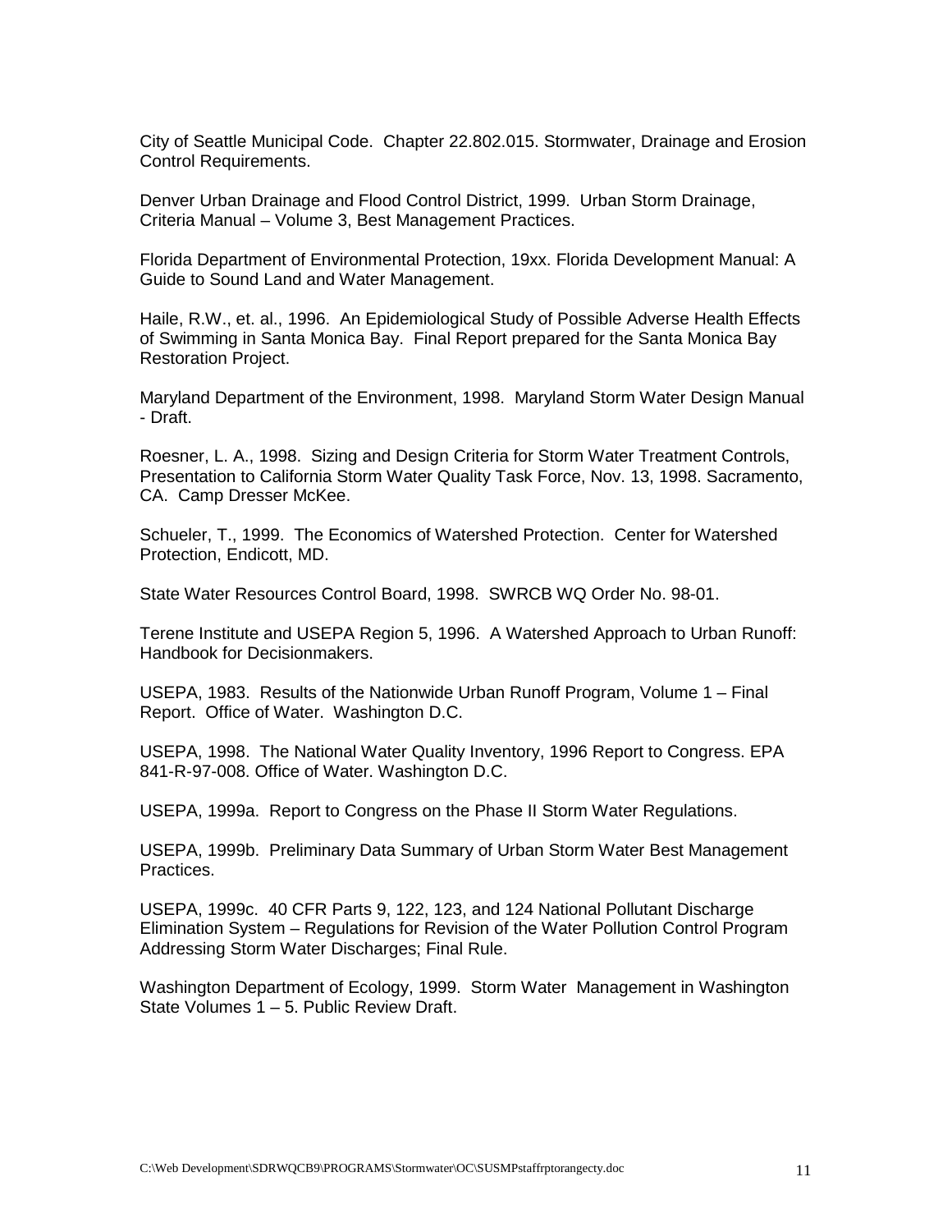City of Seattle Municipal Code. Chapter 22.802.015. Stormwater, Drainage and Erosion Control Requirements.

Denver Urban Drainage and Flood Control District, 1999. Urban Storm Drainage, Criteria Manual – Volume 3, Best Management Practices.

Florida Department of Environmental Protection, 19xx. Florida Development Manual: A Guide to Sound Land and Water Management.

Haile, R.W., et. al., 1996. An Epidemiological Study of Possible Adverse Health Effects of Swimming in Santa Monica Bay. Final Report prepared for the Santa Monica Bay Restoration Project.

Maryland Department of the Environment, 1998. Maryland Storm Water Design Manual - Draft.

Roesner, L. A., 1998. Sizing and Design Criteria for Storm Water Treatment Controls, Presentation to California Storm Water Quality Task Force, Nov. 13, 1998. Sacramento, CA. Camp Dresser McKee.

Schueler, T., 1999. The Economics of Watershed Protection. Center for Watershed Protection, Endicott, MD.

State Water Resources Control Board, 1998. SWRCB WQ Order No. 98-01.

Terene Institute and USEPA Region 5, 1996. A Watershed Approach to Urban Runoff: Handbook for Decisionmakers.

USEPA, 1983. Results of the Nationwide Urban Runoff Program, Volume 1 – Final Report. Office of Water. Washington D.C.

USEPA, 1998. The National Water Quality Inventory, 1996 Report to Congress. EPA 841-R-97-008. Office of Water. Washington D.C.

USEPA, 1999a. Report to Congress on the Phase II Storm Water Regulations.

USEPA, 1999b. Preliminary Data Summary of Urban Storm Water Best Management Practices.

USEPA, 1999c. 40 CFR Parts 9, 122, 123, and 124 National Pollutant Discharge Elimination System – Regulations for Revision of the Water Pollution Control Program Addressing Storm Water Discharges; Final Rule.

Washington Department of Ecology, 1999. Storm Water Management in Washington State Volumes 1 – 5. Public Review Draft.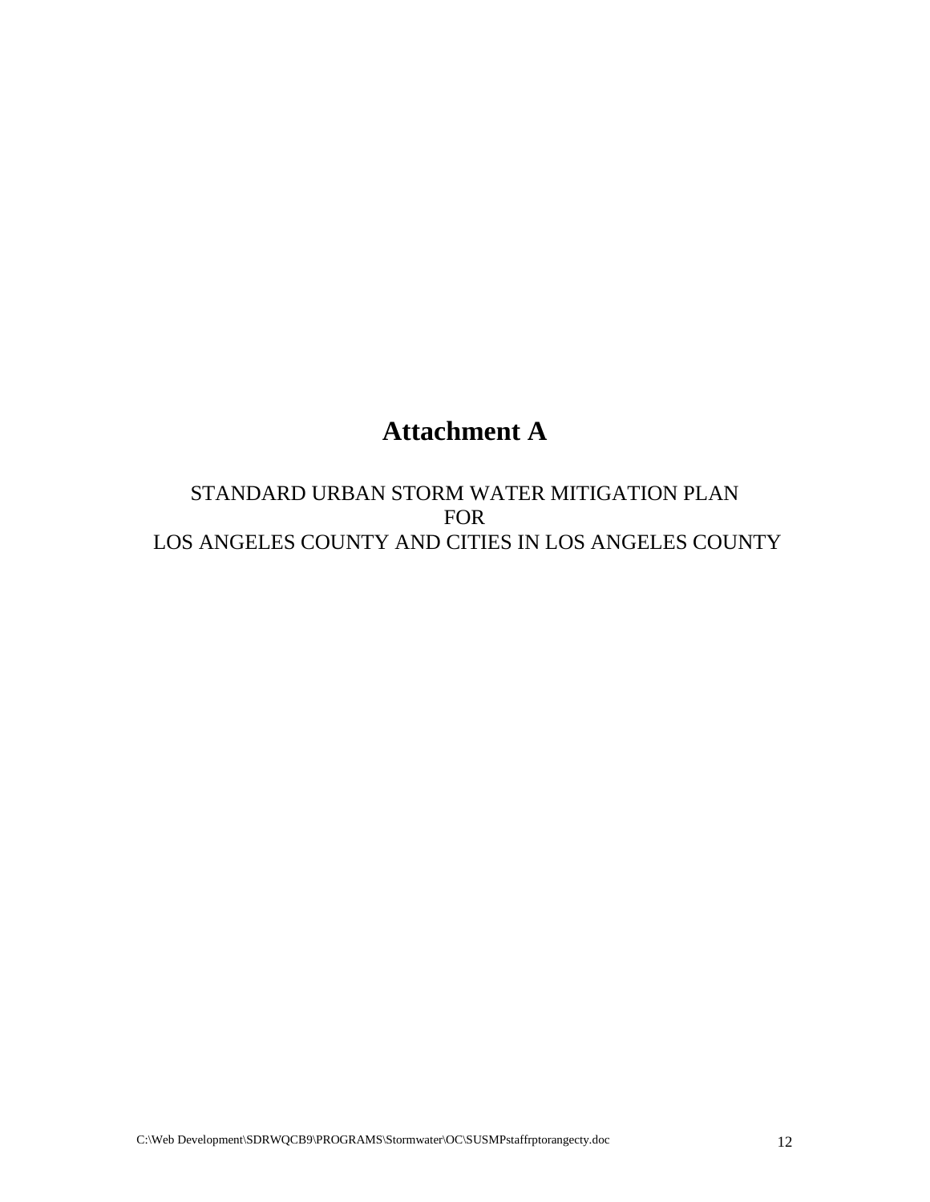# Attachment A

STANDARD URBAN STORM WATER MITIGATION PLAN
FOR
LOS ANGELES COUNTY AND CITIES IN LOS ANGELES COUNTY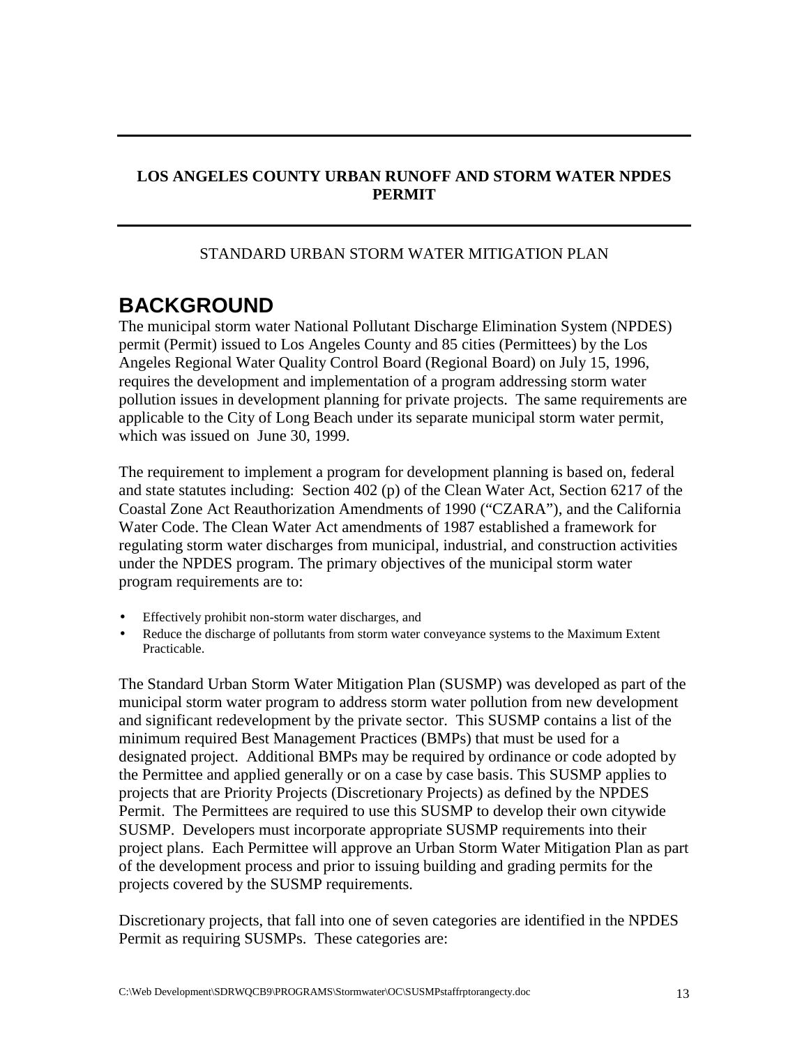**LOS ANGELES COUNTY URBAN RUNOFF AND STORM WATER NPDES PERMIT**

STANDARD URBAN STORM WATER MITIGATION PLAN

# BACKGROUND

The municipal storm water National Pollutant Discharge Elimination System (NPDES) permit (Permit) issued to Los Angeles County and 85 cities (Permittees) by the Los Angeles Regional Water Quality Control Board (Regional Board) on July 15, 1996, requires the development and implementation of a program addressing storm water pollution issues in development planning for private projects. The same requirements are applicable to the City of Long Beach under its separate municipal storm water permit, which was issued on June 30, 1999.

The requirement to implement a program for development planning is based on, federal and state statutes including: Section 402 (p) of the Clean Water Act, Section 6217 of the Coastal Zone Act Reauthorization Amendments of 1990 ("CZARA"), and the California Water Code. The Clean Water Act amendments of 1987 established a framework for regulating storm water discharges from municipal, industrial, and construction activities under the NPDES program. The primary objectives of the municipal storm water program requirements are to:

- Effectively prohibit non-storm water discharges, and
- Reduce the discharge of pollutants from storm water conveyance systems to the Maximum Extent Practicable.

The Standard Urban Storm Water Mitigation Plan (SUSMP) was developed as part of the municipal storm water program to address storm water pollution from new development and significant redevelopment by the private sector. This SUSMP contains a list of the minimum required Best Management Practices (BMPs) that must be used for a designated project. Additional BMPs may be required by ordinance or code adopted by the Permittee and applied generally or on a case by case basis. This SUSMP applies to projects that are Priority Projects (Discretionary Projects) as defined by the NPDES Permit. The Permittees are required to use this SUSMP to develop their own citywide SUSMP. Developers must incorporate appropriate SUSMP requirements into their project plans. Each Permittee will approve an Urban Storm Water Mitigation Plan as part of the development process and prior to issuing building and grading permits for the projects covered by the SUSMP requirements.

Discretionary projects, that fall into one of seven categories are identified in the NPDES Permit as requiring SUSMPs. These categories are: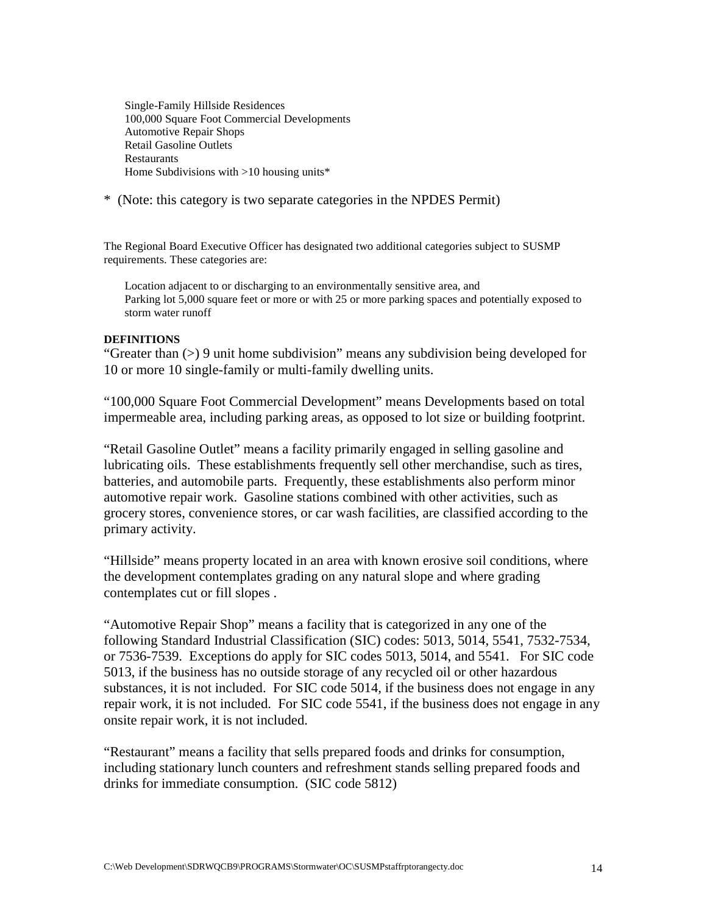- Single-Family Hillside Residences
- 100,000 Square Foot Commercial Developments
- Automotive Repair Shops
- Retail Gasoline Outlets
- Restaurants
- Home Subdivisions with >10 housing units*

* (Note: this category is two separate categories in the NPDES Permit)

The Regional Board Executive Officer has designated two additional categories subject to SUSMP requirements. These categories are:

- Location adjacent to or discharging to an environmentally sensitive area, and
- Parking lot 5,000 square feet or more or with 25 or more parking spaces and potentially exposed to storm water runoff

**DEFINITIONS**

"Greater than (>) 9 unit home subdivision" means any subdivision being developed for 10 or more 10 single-family or multi-family dwelling units.

"100,000 Square Foot Commercial Development" means Developments based on total impermeable area, including parking areas, as opposed to lot size or building footprint.

"Retail Gasoline Outlet" means a facility primarily engaged in selling gasoline and lubricating oils. These establishments frequently sell other merchandise, such as tires, batteries, and automobile parts. Frequently, these establishments also perform minor automotive repair work. Gasoline stations combined with other activities, such as grocery stores, convenience stores, or car wash facilities, are classified according to the primary activity.

"Hillside" means property located in an area with known erosive soil conditions, where the development contemplates grading on any natural slope and where grading contemplates cut or fill slopes .

"Automotive Repair Shop" means a facility that is categorized in any one of the following Standard Industrial Classification (SIC) codes: 5013, 5014, 5541, 7532-7534, or 7536-7539. Exceptions do apply for SIC codes 5013, 5014, and 5541. For SIC code 5013, if the business has no outside storage of any recycled oil or other hazardous substances, it is not included. For SIC code 5014, if the business does not engage in any repair work, it is not included. For SIC code 5541, if the business does not engage in any onsite repair work, it is not included.

"Restaurant" means a facility that sells prepared foods and drinks for consumption, including stationary lunch counters and refreshment stands selling prepared foods and drinks for immediate consumption. (SIC code 5812)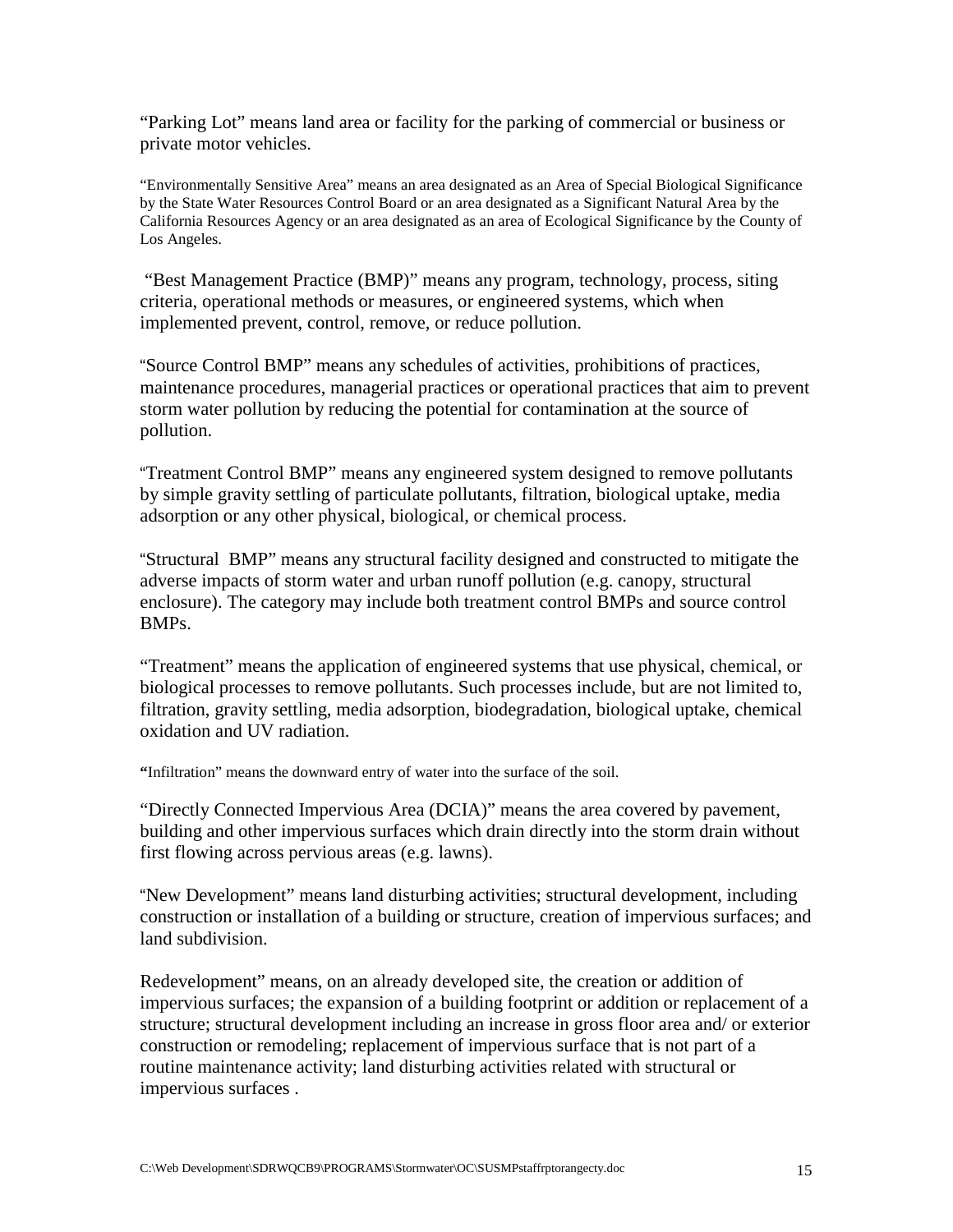“Parking Lot” means land area or facility for the parking of commercial or business or private motor vehicles.

“Environmentally Sensitive Area” means an area designated as an Area of Special Biological Significance by the State Water Resources Control Board or an area designated as a Significant Natural Area by the California Resources Agency or an area designated as an area of Ecological Significance by the County of Los Angeles.

“Best Management Practice (BMP)” means any program, technology, process, siting criteria, operational methods or measures, or engineered systems, which when implemented prevent, control, remove, or reduce pollution.

“Source Control BMP” means any schedules of activities, prohibitions of practices, maintenance procedures, managerial practices or operational practices that aim to prevent storm water pollution by reducing the potential for contamination at the source of pollution.

“Treatment Control BMP” means any engineered system designed to remove pollutants by simple gravity settling of particulate pollutants, filtration, biological uptake, media adsorption or any other physical, biological, or chemical process.

“Structural BMP” means any structural facility designed and constructed to mitigate the adverse impacts of storm water and urban runoff pollution (e.g. canopy, structural enclosure). The category may include both treatment control BMPs and source control BMPs.

“Treatment” means the application of engineered systems that use physical, chemical, or biological processes to remove pollutants. Such processes include, but are not limited to, filtration, gravity settling, media adsorption, biodegradation, biological uptake, chemical oxidation and UV radiation.

**“**Infiltration” means the downward entry of water into the surface of the soil.

“Directly Connected Impervious Area (DCIA)” means the area covered by pavement, building and other impervious surfaces which drain directly into the storm drain without first flowing across pervious areas (e.g. lawns).

“New Development” means land disturbing activities; structural development, including construction or installation of a building or structure, creation of impervious surfaces; and land subdivision.

Redevelopment” means, on an already developed site, the creation or addition of impervious surfaces; the expansion of a building footprint or addition or replacement of a structure; structural development including an increase in gross floor area and/ or exterior construction or remodeling; replacement of impervious surface that is not part of a routine maintenance activity; land disturbing activities related with structural or impervious surfaces .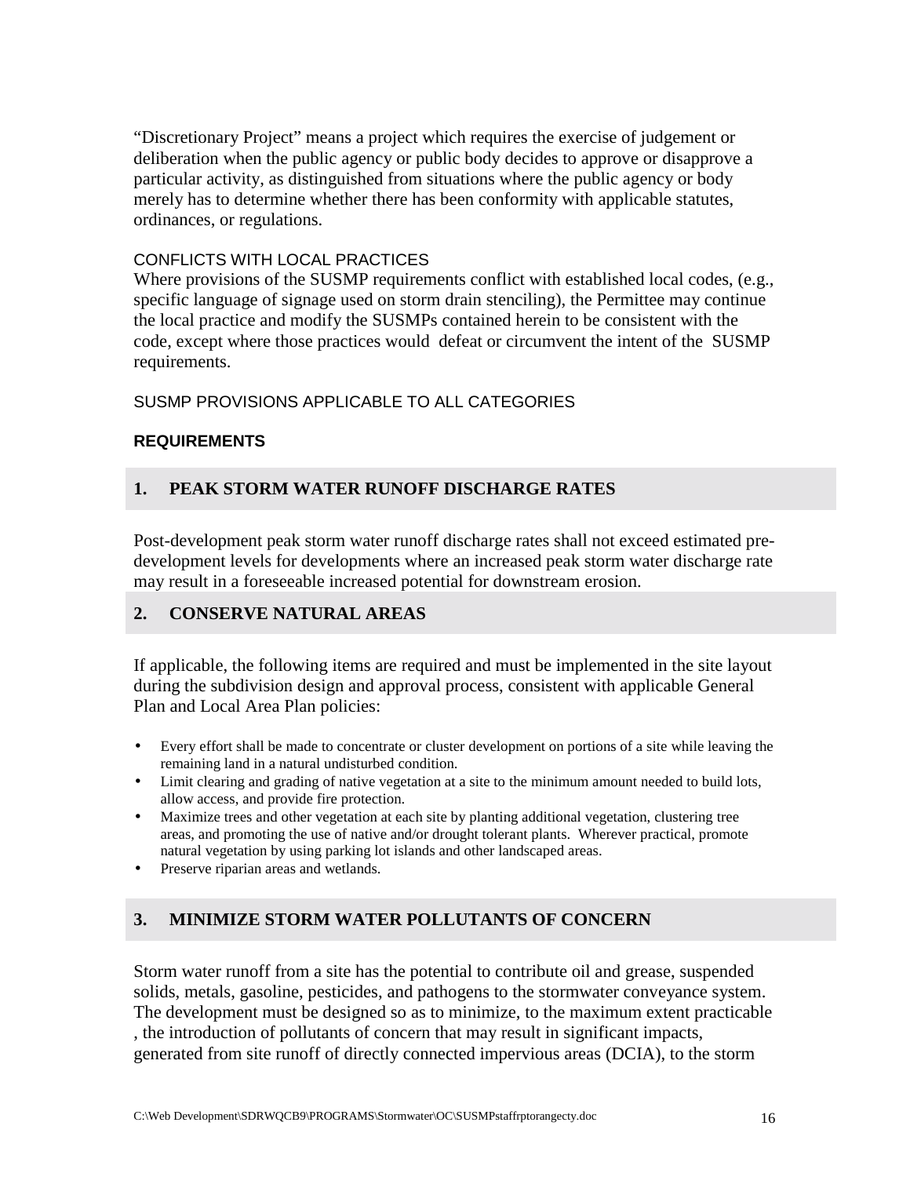"Discretionary Project" means a project which requires the exercise of judgement or deliberation when the public agency or public body decides to approve or disapprove a particular activity, as distinguished from situations where the public agency or body merely has to determine whether there has been conformity with applicable statutes, ordinances, or regulations.

CONFLICTS WITH LOCAL PRACTICES

Where provisions of the SUSMP requirements conflict with established local codes, (e.g., specific language of signage used on storm drain stenciling), the Permittee may continue the local practice and modify the SUSMPs contained herein to be consistent with the code, except where those practices would defeat or circumvent the intent of the SUSMP requirements.

SUSMP PROVISIONS APPLICABLE TO ALL CATEGORIES

**REQUIREMENTS**

## 1. PEAK STORM WATER RUNOFF DISCHARGE RATES

Post-development peak storm water runoff discharge rates shall not exceed estimated pre-development levels for developments where an increased peak storm water discharge rate may result in a foreseeable increased potential for downstream erosion.

## 2. CONSERVE NATURAL AREAS

If applicable, the following items are required and must be implemented in the site layout during the subdivision design and approval process, consistent with applicable General Plan and Local Area Plan policies:

- Every effort shall be made to concentrate or cluster development on portions of a site while leaving the remaining land in a natural undisturbed condition.
- Limit clearing and grading of native vegetation at a site to the minimum amount needed to build lots, allow access, and provide fire protection.
- Maximize trees and other vegetation at each site by planting additional vegetation, clustering tree areas, and promoting the use of native and/or drought tolerant plants. Wherever practical, promote natural vegetation by using parking lot islands and other landscaped areas.
- Preserve riparian areas and wetlands.

## 3. MINIMIZE STORM WATER POLLUTANTS OF CONCERN

Storm water runoff from a site has the potential to contribute oil and grease, suspended solids, metals, gasoline, pesticides, and pathogens to the stormwater conveyance system. The development must be designed so as to minimize, to the maximum extent practicable , the introduction of pollutants of concern that may result in significant impacts, generated from site runoff of directly connected impervious areas (DCIA), to the storm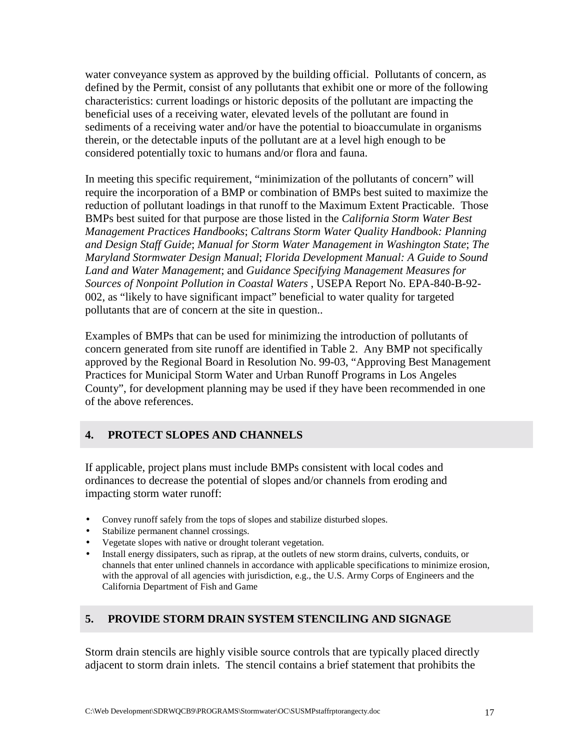water conveyance system as approved by the building official. Pollutants of concern, as defined by the Permit, consist of any pollutants that exhibit one or more of the following characteristics: current loadings or historic deposits of the pollutant are impacting the beneficial uses of a receiving water, elevated levels of the pollutant are found in sediments of a receiving water and/or have the potential to bioaccumulate in organisms therein, or the detectable inputs of the pollutant are at a level high enough to be considered potentially toxic to humans and/or flora and fauna.

In meeting this specific requirement, "minimization of the pollutants of concern" will require the incorporation of a BMP or combination of BMPs best suited to maximize the reduction of pollutant loadings in that runoff to the Maximum Extent Practicable. Those BMPs best suited for that purpose are those listed in the *California Storm Water Best Management Practices Handbooks*; *Caltrans Storm Water Quality Handbook: Planning and Design Staff Guide*; *Manual for Storm Water Management in Washington State*; *The Maryland Stormwater Design Manual*; *Florida Development Manual: A Guide to Sound Land and Water Management*; and *Guidance Specifying Management Measures for Sources of Nonpoint Pollution in Coastal Waters* , USEPA Report No. EPA-840-B-92-002, as "likely to have significant impact" beneficial to water quality for targeted pollutants that are of concern at the site in question..

Examples of BMPs that can be used for minimizing the introduction of pollutants of concern generated from site runoff are identified in Table 2. Any BMP not specifically approved by the Regional Board in Resolution No. 99-03, "Approving Best Management Practices for Municipal Storm Water and Urban Runoff Programs in Los Angeles County", for development planning may be used if they have been recommended in one of the above references.

## 4. PROTECT SLOPES AND CHANNELS

If applicable, project plans must include BMPs consistent with local codes and ordinances to decrease the potential of slopes and/or channels from eroding and impacting storm water runoff:

- Convey runoff safely from the tops of slopes and stabilize disturbed slopes.
- Stabilize permanent channel crossings.
- Vegetate slopes with native or drought tolerant vegetation.
- Install energy dissipaters, such as riprap, at the outlets of new storm drains, culverts, conduits, or channels that enter unlined channels in accordance with applicable specifications to minimize erosion, with the approval of all agencies with jurisdiction, e.g., the U.S. Army Corps of Engineers and the California Department of Fish and Game

## 5. PROVIDE STORM DRAIN SYSTEM STENCILING AND SIGNAGE

Storm drain stencils are highly visible source controls that are typically placed directly adjacent to storm drain inlets. The stencil contains a brief statement that prohibits the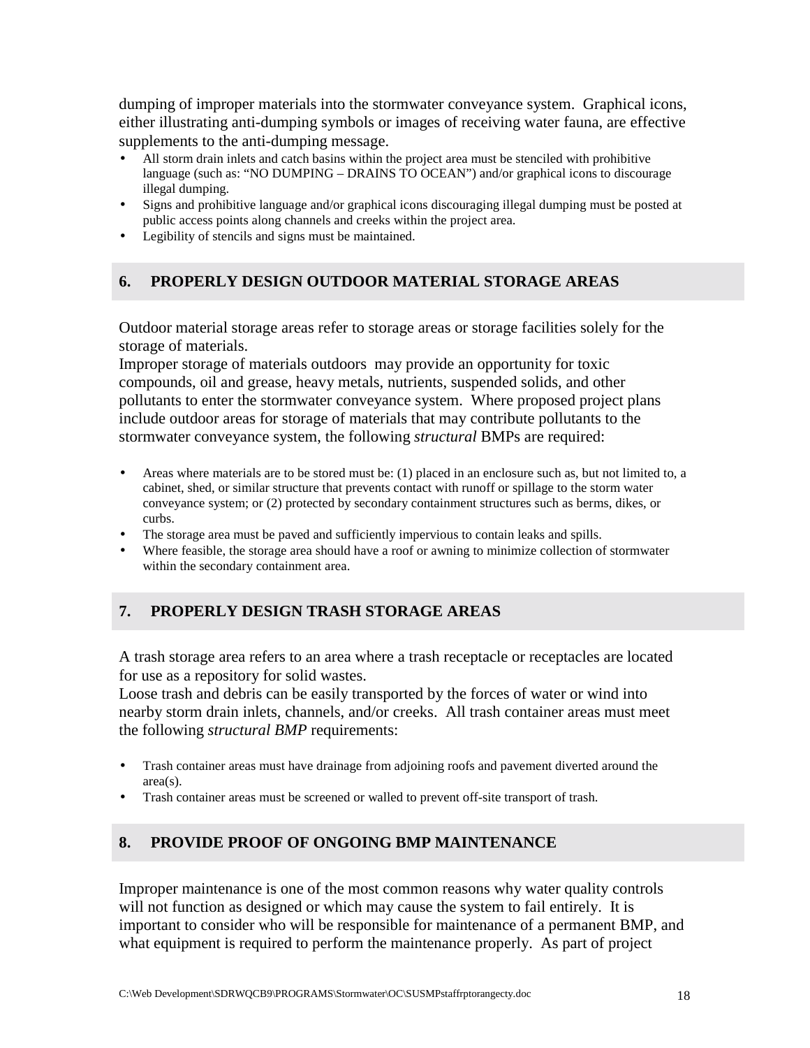dumping of improper materials into the stormwater conveyance system. Graphical icons, either illustrating anti-dumping symbols or images of receiving water fauna, are effective supplements to the anti-dumping message.

- All storm drain inlets and catch basins within the project area must be stenciled with prohibitive language (such as: "NO DUMPING – DRAINS TO OCEAN") and/or graphical icons to discourage illegal dumping.
- Signs and prohibitive language and/or graphical icons discouraging illegal dumping must be posted at public access points along channels and creeks within the project area.
- Legibility of stencils and signs must be maintained.

## 6. PROPERLY DESIGN OUTDOOR MATERIAL STORAGE AREAS

Outdoor material storage areas refer to storage areas or storage facilities solely for the storage of materials.

Improper storage of materials outdoors may provide an opportunity for toxic compounds, oil and grease, heavy metals, nutrients, suspended solids, and other pollutants to enter the stormwater conveyance system. Where proposed project plans include outdoor areas for storage of materials that may contribute pollutants to the stormwater conveyance system, the following *structural* BMPs are required:

- Areas where materials are to be stored must be: (1) placed in an enclosure such as, but not limited to, a cabinet, shed, or similar structure that prevents contact with runoff or spillage to the storm water conveyance system; or (2) protected by secondary containment structures such as berms, dikes, or curbs.
- The storage area must be paved and sufficiently impervious to contain leaks and spills.
- Where feasible, the storage area should have a roof or awning to minimize collection of stormwater within the secondary containment area.

## 7. PROPERLY DESIGN TRASH STORAGE AREAS

A trash storage area refers to an area where a trash receptacle or receptacles are located for use as a repository for solid wastes.

Loose trash and debris can be easily transported by the forces of water or wind into nearby storm drain inlets, channels, and/or creeks. All trash container areas must meet the following *structural BMP* requirements:

- Trash container areas must have drainage from adjoining roofs and pavement diverted around the area(s).
- Trash container areas must be screened or walled to prevent off-site transport of trash.

## 8. PROVIDE PROOF OF ONGOING BMP MAINTENANCE

Improper maintenance is one of the most common reasons why water quality controls will not function as designed or which may cause the system to fail entirely. It is important to consider who will be responsible for maintenance of a permanent BMP, and what equipment is required to perform the maintenance properly. As part of project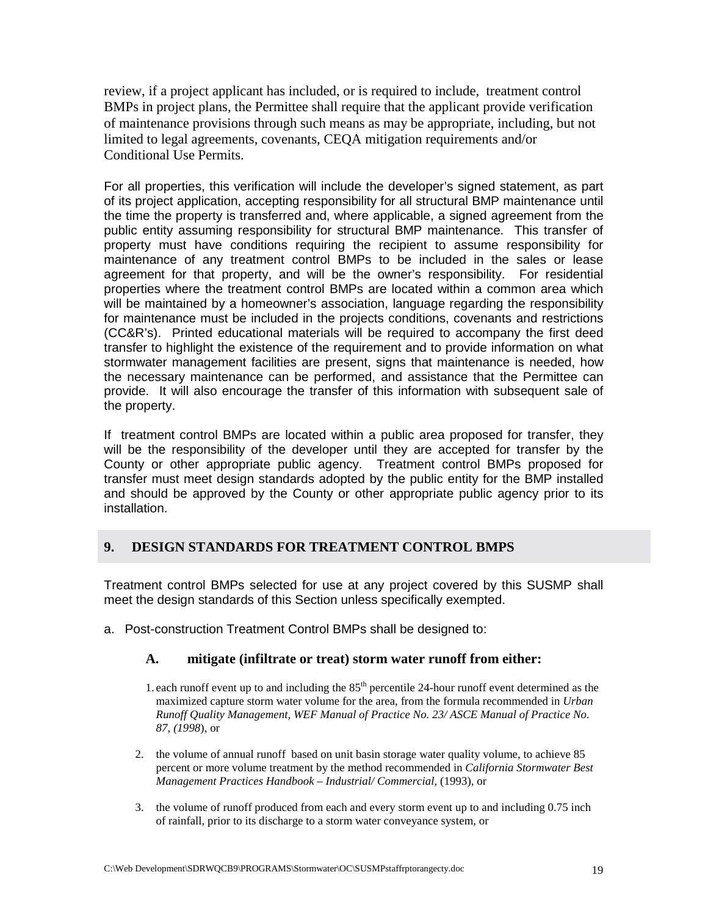review, if a project applicant has included, or is required to include, treatment control BMPs in project plans, the Permittee shall require that the applicant provide verification of maintenance provisions through such means as may be appropriate, including, but not limited to legal agreements, covenants, CEQA mitigation requirements and/or Conditional Use Permits.

For all properties, this verification will include the developer's signed statement, as part of its project application, accepting responsibility for all structural BMP maintenance until the time the property is transferred and, where applicable, a signed agreement from the public entity assuming responsibility for structural BMP maintenance. This transfer of property must have conditions requiring the recipient to assume responsibility for maintenance of any treatment control BMPs to be included in the sales or lease agreement for that property, and will be the owner's responsibility. For residential properties where the treatment control BMPs are located within a common area which will be maintained by a homeowner's association, language regarding the responsibility for maintenance must be included in the projects conditions, covenants and restrictions (CC&R's). Printed educational materials will be required to accompany the first deed transfer to highlight the existence of the requirement and to provide information on what stormwater management facilities are present, signs that maintenance is needed, how the necessary maintenance can be performed, and assistance that the Permittee can provide. It will also encourage the transfer of this information with subsequent sale of the property.

If treatment control BMPs are located within a public area proposed for transfer, they will be the responsibility of the developer until they are accepted for transfer by the County or other appropriate public agency. Treatment control BMPs proposed for transfer must meet design standards adopted by the public entity for the BMP installed and should be approved by the County or other appropriate public agency prior to its installation.

## 9. DESIGN STANDARDS FOR TREATMENT CONTROL BMPS

Treatment control BMPs selected for use at any project covered by this SUSMP shall meet the design standards of this Section unless specifically exempted.

a. Post-construction Treatment Control BMPs shall be designed to:

### A. mitigate (infiltrate or treat) storm water runoff from either:

1. each runoff event up to and including the 85th percentile 24-hour runoff event determined as the maximized capture storm water volume for the area, from the formula recommended in *Urban Runoff Quality Management, WEF Manual of Practice No. 23/ ASCE Manual of Practice No. 87, (1998*), or

2. the volume of annual runoff based on unit basin storage water quality volume, to achieve 85 percent or more volume treatment by the method recommended in *California Stormwater Best Management Practices Handbook – Industrial/ Commercial,* (1993), or

3. the volume of runoff produced from each and every storm event up to and including 0.75 inch of rainfall, prior to its discharge to a storm water conveyance system, or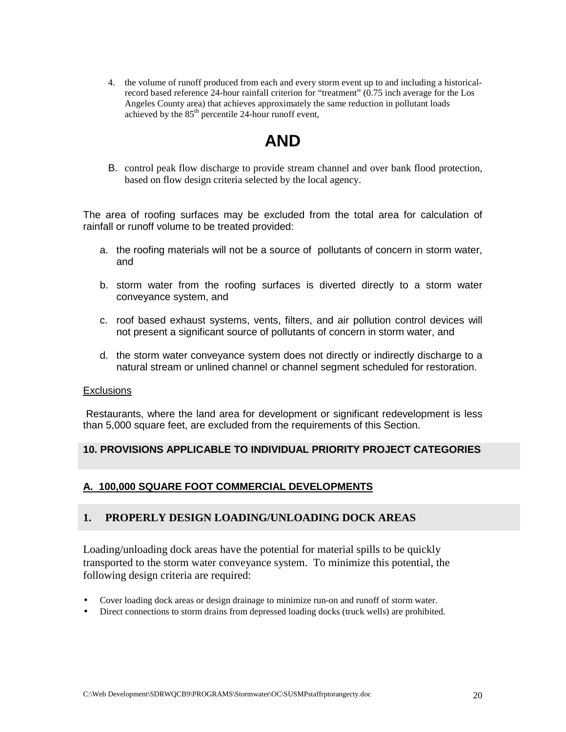4. the volume of runoff produced from each and every storm event up to and including a historical-record based reference 24-hour rainfall criterion for "treatment" (0.75 inch average for the Los Angeles County area) that achieves approximately the same reduction in pollutant loads achieved by the 85th percentile 24-hour runoff event,

# AND

B. control peak flow discharge to provide stream channel and over bank flood protection, based on flow design criteria selected by the local agency.

The area of roofing surfaces may be excluded from the total area for calculation of rainfall or runoff volume to be treated provided:

a. the roofing materials will not be a source of pollutants of concern in storm water, and

b. storm water from the roofing surfaces is diverted directly to a storm water conveyance system, and

c. roof based exhaust systems, vents, filters, and air pollution control devices will not present a significant source of pollutants of concern in storm water, and

d. the storm water conveyance system does not directly or indirectly discharge to a natural stream or unlined channel or channel segment scheduled for restoration.

Exclusions

Restaurants, where the land area for development or significant redevelopment is less than 5,000 square feet, are excluded from the requirements of this Section.

## 10. PROVISIONS APPLICABLE TO INDIVIDUAL PRIORITY PROJECT CATEGORIES

### A. 100,000 SQUARE FOOT COMMERCIAL DEVELOPMENTS

### 1. PROPERLY DESIGN LOADING/UNLOADING DOCK AREAS

Loading/unloading dock areas have the potential for material spills to be quickly transported to the storm water conveyance system. To minimize this potential, the following design criteria are required:

- Cover loading dock areas or design drainage to minimize run-on and runoff of storm water.
- Direct connections to storm drains from depressed loading docks (truck wells) are prohibited.

C:\Web Development\SDRWQCB9\PROGRAMS\Stormwater\OC\SUSMPstaffrptorangecty.doc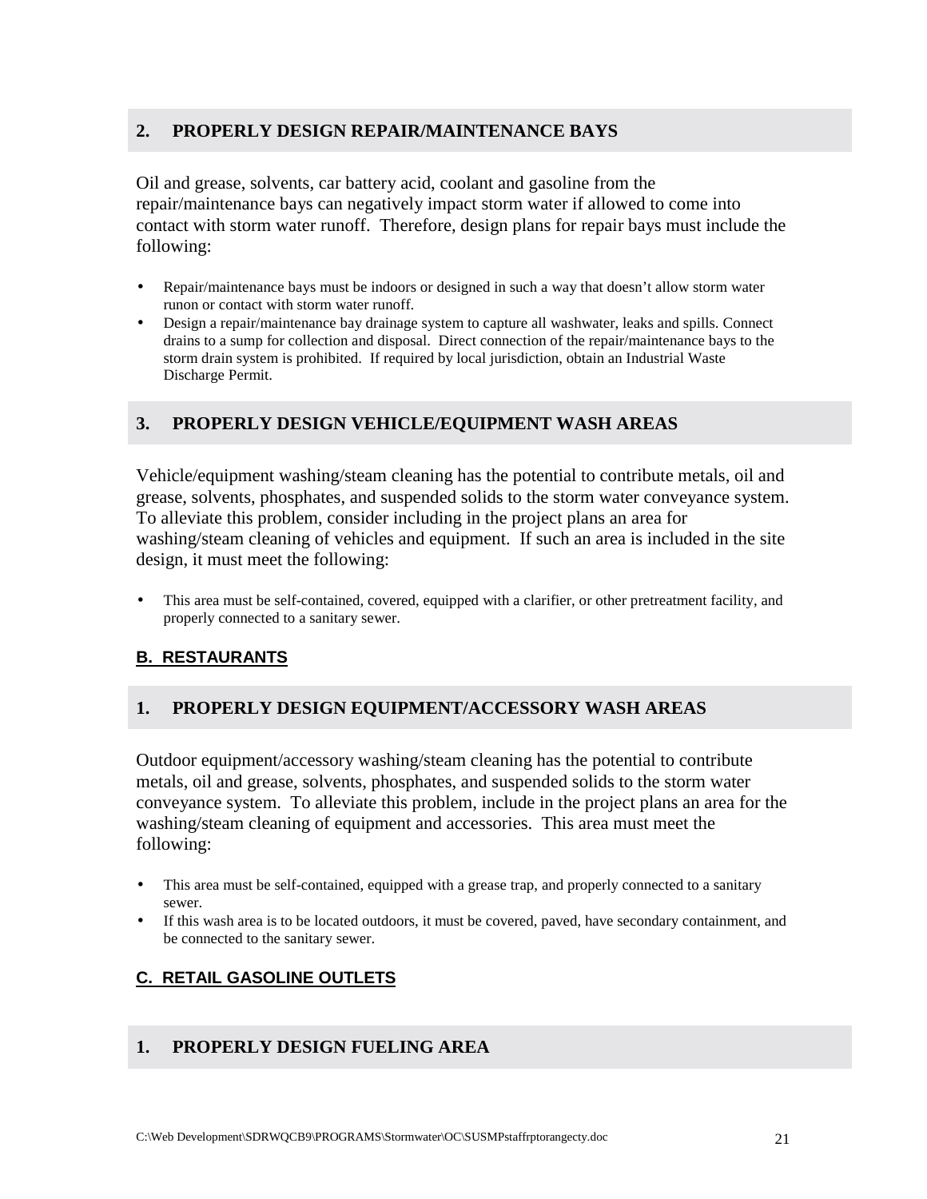## 2. PROPERLY DESIGN REPAIR/MAINTENANCE BAYS

Oil and grease, solvents, car battery acid, coolant and gasoline from the repair/maintenance bays can negatively impact storm water if allowed to come into contact with storm water runoff. Therefore, design plans for repair bays must include the following:

- Repair/maintenance bays must be indoors or designed in such a way that doesn't allow storm water runon or contact with storm water runoff.
- Design a repair/maintenance bay drainage system to capture all washwater, leaks and spills. Connect drains to a sump for collection and disposal. Direct connection of the repair/maintenance bays to the storm drain system is prohibited. If required by local jurisdiction, obtain an Industrial Waste Discharge Permit.

## 3. PROPERLY DESIGN VEHICLE/EQUIPMENT WASH AREAS

Vehicle/equipment washing/steam cleaning has the potential to contribute metals, oil and grease, solvents, phosphates, and suspended solids to the storm water conveyance system. To alleviate this problem, consider including in the project plans an area for washing/steam cleaning of vehicles and equipment. If such an area is included in the site design, it must meet the following:

- This area must be self-contained, covered, equipped with a clarifier, or other pretreatment facility, and properly connected to a sanitary sewer.

### B. RESTAURANTS

## 1. PROPERLY DESIGN EQUIPMENT/ACCESSORY WASH AREAS

Outdoor equipment/accessory washing/steam cleaning has the potential to contribute metals, oil and grease, solvents, phosphates, and suspended solids to the storm water conveyance system. To alleviate this problem, include in the project plans an area for the washing/steam cleaning of equipment and accessories. This area must meet the following:

- This area must be self-contained, equipped with a grease trap, and properly connected to a sanitary sewer.
- If this wash area is to be located outdoors, it must be covered, paved, have secondary containment, and be connected to the sanitary sewer.

### C. RETAIL GASOLINE OUTLETS

## 1. PROPERLY DESIGN FUELING AREA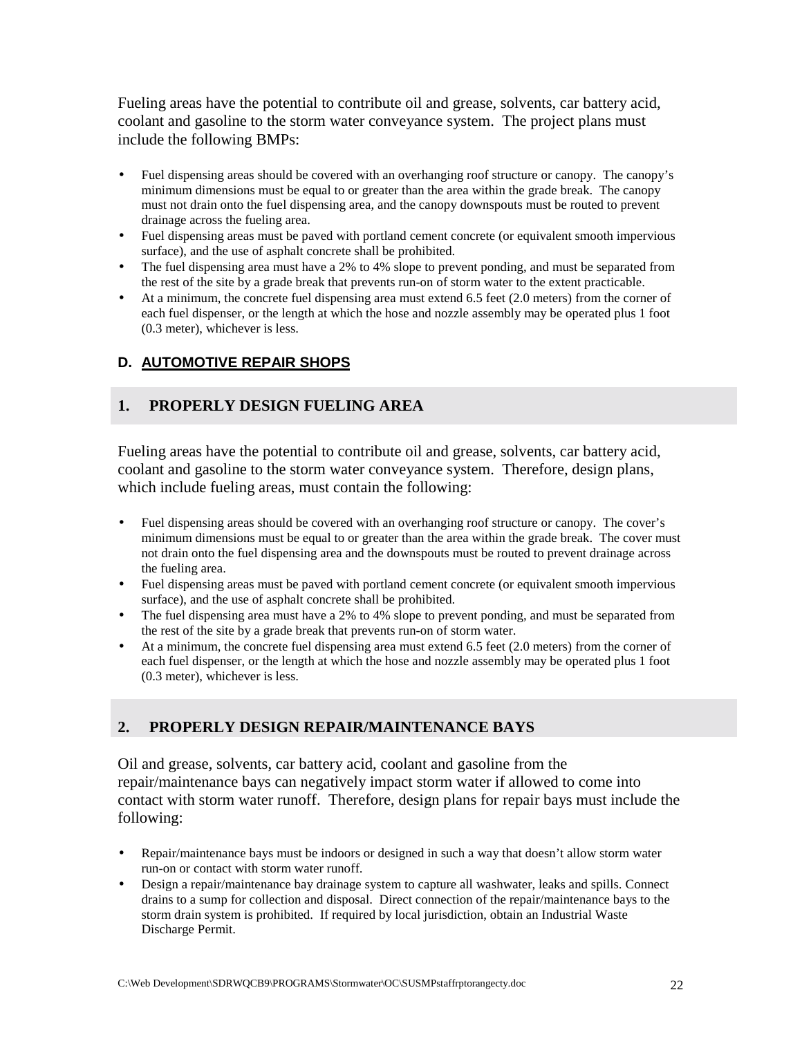Fueling areas have the potential to contribute oil and grease, solvents, car battery acid, coolant and gasoline to the storm water conveyance system. The project plans must include the following BMPs:

- Fuel dispensing areas should be covered with an overhanging roof structure or canopy. The canopy's minimum dimensions must be equal to or greater than the area within the grade break. The canopy must not drain onto the fuel dispensing area, and the canopy downspouts must be routed to prevent drainage across the fueling area.
- Fuel dispensing areas must be paved with portland cement concrete (or equivalent smooth impervious surface), and the use of asphalt concrete shall be prohibited.
- The fuel dispensing area must have a 2% to 4% slope to prevent ponding, and must be separated from the rest of the site by a grade break that prevents run-on of storm water to the extent practicable.
- At a minimum, the concrete fuel dispensing area must extend 6.5 feet (2.0 meters) from the corner of each fuel dispenser, or the length at which the hose and nozzle assembly may be operated plus 1 foot (0.3 meter), whichever is less.

### D. AUTOMOTIVE REPAIR SHOPS

#### 1. PROPERLY DESIGN FUELING AREA

Fueling areas have the potential to contribute oil and grease, solvents, car battery acid, coolant and gasoline to the storm water conveyance system. Therefore, design plans, which include fueling areas, must contain the following:

- Fuel dispensing areas should be covered with an overhanging roof structure or canopy. The cover's minimum dimensions must be equal to or greater than the area within the grade break. The cover must not drain onto the fuel dispensing area and the downspouts must be routed to prevent drainage across the fueling area.
- Fuel dispensing areas must be paved with portland cement concrete (or equivalent smooth impervious surface), and the use of asphalt concrete shall be prohibited.
- The fuel dispensing area must have a 2% to 4% slope to prevent ponding, and must be separated from the rest of the site by a grade break that prevents run-on of storm water.
- At a minimum, the concrete fuel dispensing area must extend 6.5 feet (2.0 meters) from the corner of each fuel dispenser, or the length at which the hose and nozzle assembly may be operated plus 1 foot (0.3 meter), whichever is less.

#### 2. PROPERLY DESIGN REPAIR/MAINTENANCE BAYS

Oil and grease, solvents, car battery acid, coolant and gasoline from the repair/maintenance bays can negatively impact storm water if allowed to come into contact with storm water runoff. Therefore, design plans for repair bays must include the following:

- Repair/maintenance bays must be indoors or designed in such a way that doesn't allow storm water run-on or contact with storm water runoff.
- Design a repair/maintenance bay drainage system to capture all washwater, leaks and spills. Connect drains to a sump for collection and disposal. Direct connection of the repair/maintenance bays to the storm drain system is prohibited. If required by local jurisdiction, obtain an Industrial Waste Discharge Permit.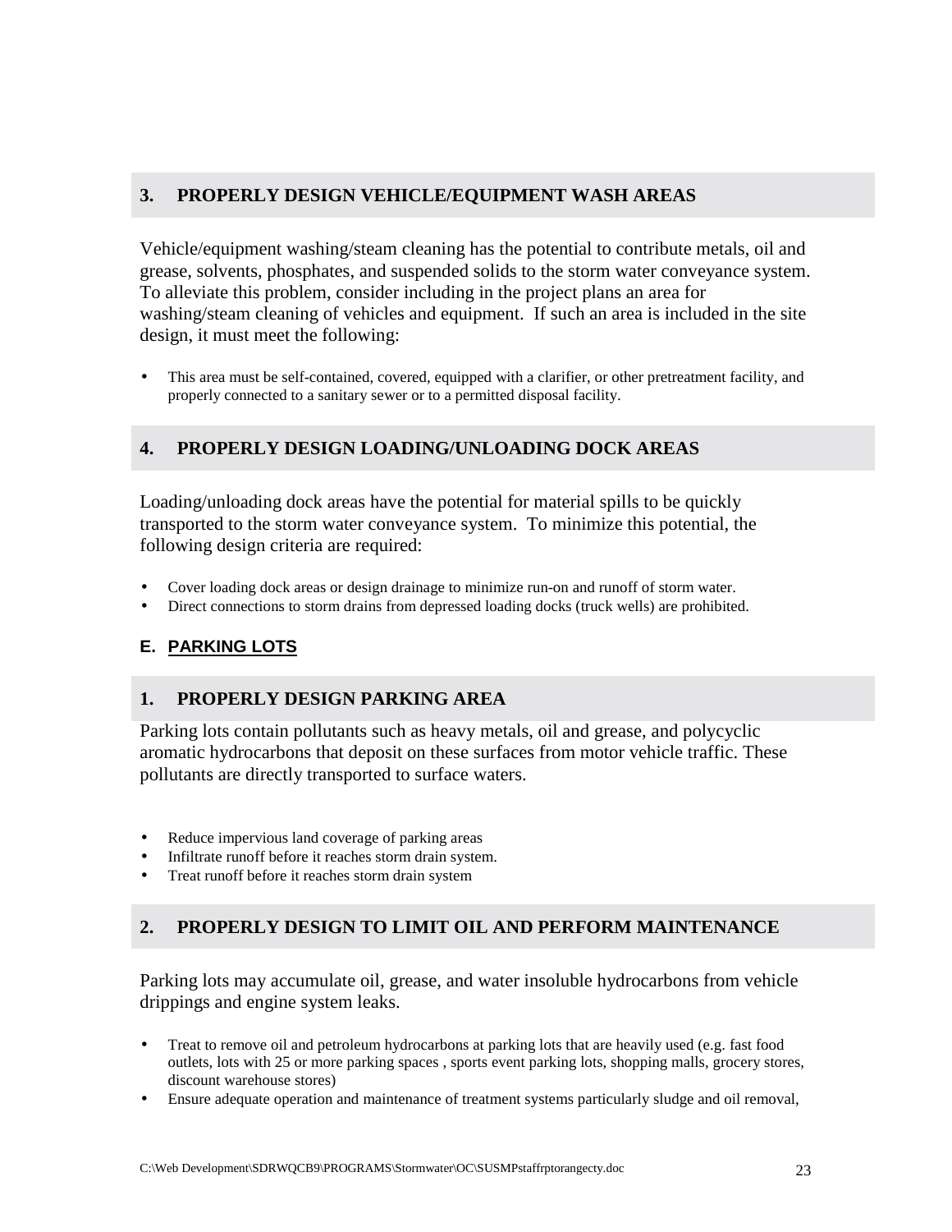### 3. PROPERLY DESIGN VEHICLE/EQUIPMENT WASH AREAS

Vehicle/equipment washing/steam cleaning has the potential to contribute metals, oil and grease, solvents, phosphates, and suspended solids to the storm water conveyance system. To alleviate this problem, consider including in the project plans an area for washing/steam cleaning of vehicles and equipment. If such an area is included in the site design, it must meet the following:

- This area must be self-contained, covered, equipped with a clarifier, or other pretreatment facility, and properly connected to a sanitary sewer or to a permitted disposal facility.

### 4. PROPERLY DESIGN LOADING/UNLOADING DOCK AREAS

Loading/unloading dock areas have the potential for material spills to be quickly transported to the storm water conveyance system. To minimize this potential, the following design criteria are required:

- Cover loading dock areas or design drainage to minimize run-on and runoff of storm water.
- Direct connections to storm drains from depressed loading docks (truck wells) are prohibited.

## E. PARKING LOTS

### 1. PROPERLY DESIGN PARKING AREA

Parking lots contain pollutants such as heavy metals, oil and grease, and polycyclic aromatic hydrocarbons that deposit on these surfaces from motor vehicle traffic. These pollutants are directly transported to surface waters.

- Reduce impervious land coverage of parking areas
- Infiltrate runoff before it reaches storm drain system.
- Treat runoff before it reaches storm drain system

### 2. PROPERLY DESIGN TO LIMIT OIL AND PERFORM MAINTENANCE

Parking lots may accumulate oil, grease, and water insoluble hydrocarbons from vehicle drippings and engine system leaks.

- Treat to remove oil and petroleum hydrocarbons at parking lots that are heavily used (e.g. fast food outlets, lots with 25 or more parking spaces , sports event parking lots, shopping malls, grocery stores, discount warehouse stores)
- Ensure adequate operation and maintenance of treatment systems particularly sludge and oil removal,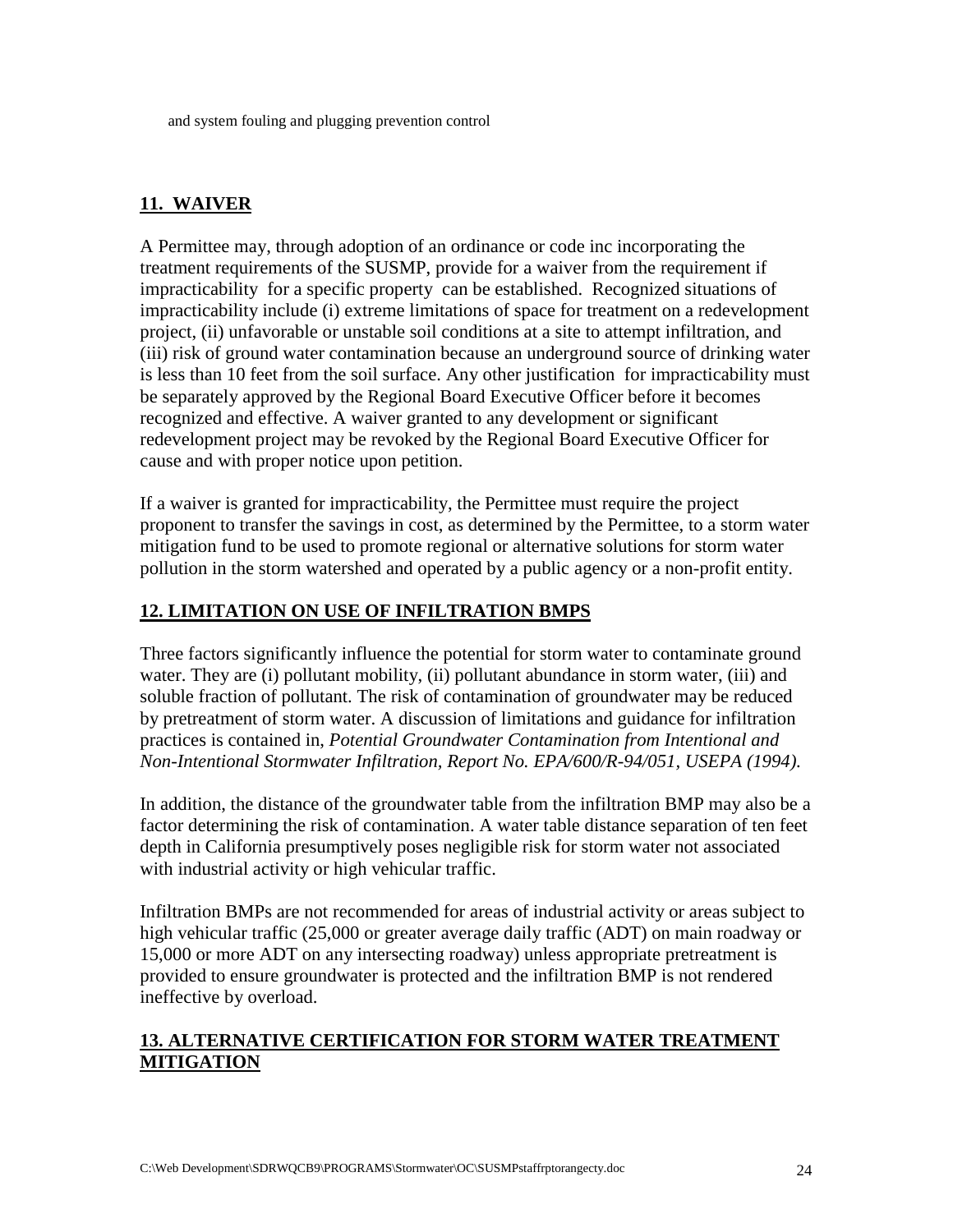and system fouling and plugging prevention control

## 11. WAIVER

A Permittee may, through adoption of an ordinance or code inc incorporating the treatment requirements of the SUSMP, provide for a waiver from the requirement if impracticability for a specific property can be established. Recognized situations of impracticability include (i) extreme limitations of space for treatment on a redevelopment project, (ii) unfavorable or unstable soil conditions at a site to attempt infiltration, and (iii) risk of ground water contamination because an underground source of drinking water is less than 10 feet from the soil surface. Any other justification for impracticability must be separately approved by the Regional Board Executive Officer before it becomes recognized and effective. A waiver granted to any development or significant redevelopment project may be revoked by the Regional Board Executive Officer for cause and with proper notice upon petition.

If a waiver is granted for impracticability, the Permittee must require the project proponent to transfer the savings in cost, as determined by the Permittee, to a storm water mitigation fund to be used to promote regional or alternative solutions for storm water pollution in the storm watershed and operated by a public agency or a non-profit entity.

## 12. LIMITATION ON USE OF INFILTRATION BMPS

Three factors significantly influence the potential for storm water to contaminate ground water. They are (i) pollutant mobility, (ii) pollutant abundance in storm water, (iii) and soluble fraction of pollutant. The risk of contamination of groundwater may be reduced by pretreatment of storm water. A discussion of limitations and guidance for infiltration practices is contained in, *Potential Groundwater Contamination from Intentional and Non-Intentional Stormwater Infiltration, Report No. EPA/600/R-94/051, USEPA (1994).*

In addition, the distance of the groundwater table from the infiltration BMP may also be a factor determining the risk of contamination. A water table distance separation of ten feet depth in California presumptively poses negligible risk for storm water not associated with industrial activity or high vehicular traffic.

Infiltration BMPs are not recommended for areas of industrial activity or areas subject to high vehicular traffic (25,000 or greater average daily traffic (ADT) on main roadway or 15,000 or more ADT on any intersecting roadway) unless appropriate pretreatment is provided to ensure groundwater is protected and the infiltration BMP is not rendered ineffective by overload.

## 13. ALTERNATIVE CERTIFICATION FOR STORM WATER TREATMENT MITIGATION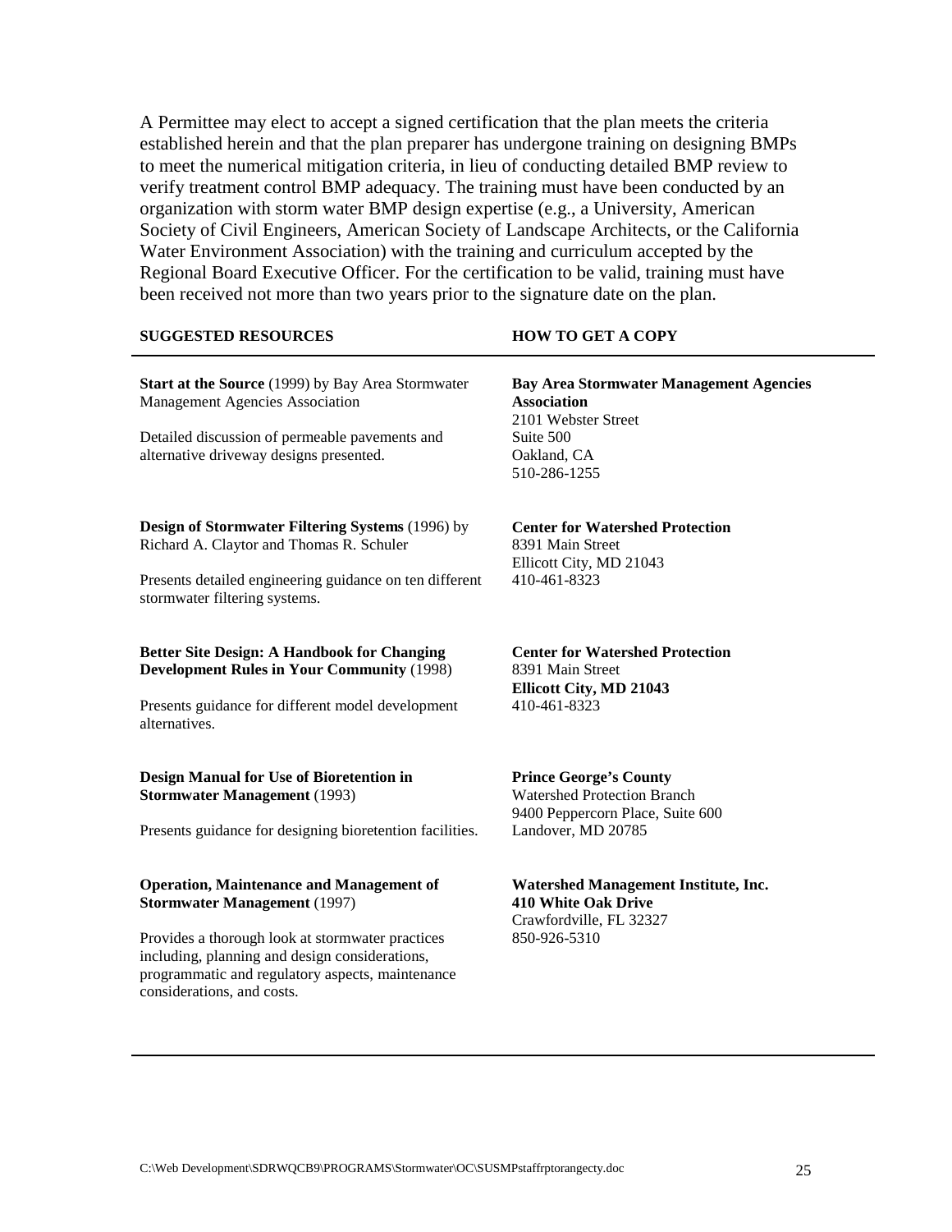A Permittee may elect to accept a signed certification that the plan meets the criteria established herein and that the plan preparer has undergone training on designing BMPs to meet the numerical mitigation criteria, in lieu of conducting detailed BMP review to verify treatment control BMP adequacy. The training must have been conducted by an organization with storm water BMP design expertise (e.g., a University, American Society of Civil Engineers, American Society of Landscape Architects, or the California Water Environment Association) with the training and curriculum accepted by the Regional Board Executive Officer. For the certification to be valid, training must have been received not more than two years prior to the signature date on the plan.

| SUGGESTED RESOURCES | HOW TO GET A COPY |
|---|---|
| **Start at the Source** (1999) by Bay Area Stormwater Management Agencies Association<br><br>Detailed discussion of permeable pavements and alternative driveway designs presented. | **Bay Area Stormwater Management Agencies Association**<br>2101 Webster Street<br>Suite 500<br>Oakland, CA<br>510-286-1255 |
| **Design of Stormwater Filtering Systems** (1996) by Richard A. Claytor and Thomas R. Schuler<br><br>Presents detailed engineering guidance on ten different stormwater filtering systems. | **Center for Watershed Protection**<br>8391 Main Street<br>Ellicott City, MD 21043<br>410-461-8323 |
| **Better Site Design: A Handbook for Changing Development Rules in Your Community** (1998)<br><br>Presents guidance for different model development alternatives. | **Center for Watershed Protection**<br>8391 Main Street<br>**Ellicott City, MD 21043**<br>410-461-8323 |
| **Design Manual for Use of Bioretention in Stormwater Management** (1993)<br><br>Presents guidance for designing bioretention facilities. | **Prince George's County**<br>Watershed Protection Branch<br>9400 Peppercorn Place, Suite 600<br>Landover, MD 20785 |
| **Operation, Maintenance and Management of Stormwater Management** (1997)<br><br>Provides a thorough look at stormwater practices including, planning and design considerations, programmatic and regulatory aspects, maintenance considerations, and costs. | **Watershed Management Institute, Inc.**<br>**410 White Oak Drive**<br>Crawfordville, FL 32327<br>850-926-5310 |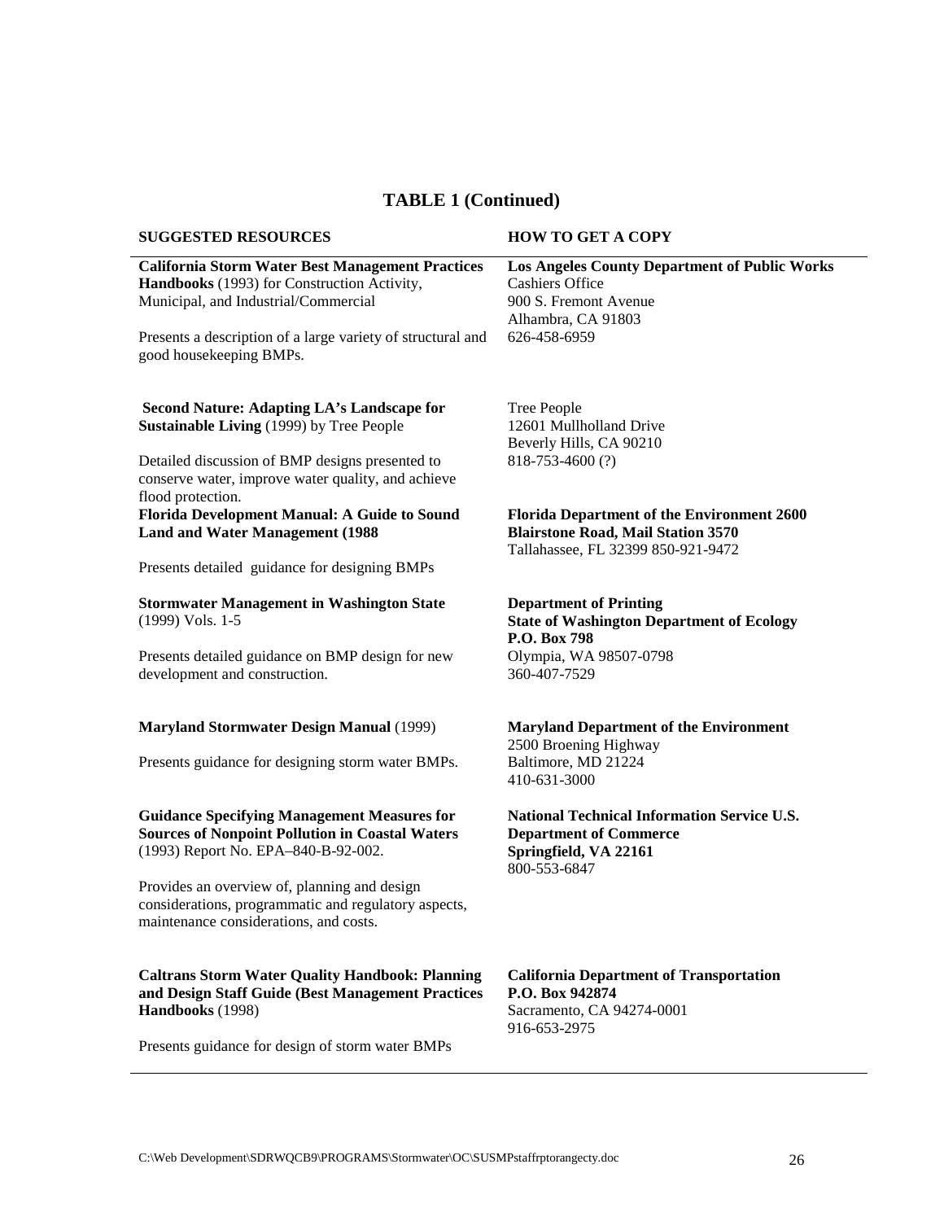## TABLE 1 (Continued)

| SUGGESTED RESOURCES | HOW TO GET A COPY |
|---|---|
| **California Storm Water Best Management Practices Handbooks** (1993) for Construction Activity, Municipal, and Industrial/Commercial<br><br>Presents a description of a large variety of structural and good housekeeping BMPs. | **Los Angeles County Department of Public Works**<br>Cashiers Office<br>900 S. Fremont Avenue<br>Alhambra, CA 91803<br>626-458-6959 |
| **Second Nature: Adapting LA's Landscape for Sustainable Living** (1999) by Tree People<br><br>Detailed discussion of BMP designs presented to conserve water, improve water quality, and achieve flood protection. | Tree People<br>12601 Mullholland Drive<br>Beverly Hills, CA 90210<br>818-753-4600 (?) |
| **Florida Development Manual: A Guide to Sound Land and Water Management (1988**<br><br>Presents detailed guidance for designing BMPs | **Florida Department of the Environment 2600 Blairstone Road, Mail Station 3570**<br>Tallahassee, FL 32399 850-921-9472 |
| **Stormwater Management in Washington State** (1999) Vols. 1-5<br><br>Presents detailed guidance on BMP design for new development and construction. | **Department of Printing**<br>**State of Washington Department of Ecology**<br>**P.O. Box 798**<br>Olympia, WA 98507-0798<br>360-407-7529 |
| **Maryland Stormwater Design Manual** (1999)<br><br>Presents guidance for designing storm water BMPs. | **Maryland Department of the Environment**<br>2500 Broening Highway<br>Baltimore, MD 21224<br>410-631-3000 |
| **Guidance Specifying Management Measures for Sources of Nonpoint Pollution in Coastal Waters** (1993) Report No. EPA–840-B-92-002.<br><br>Provides an overview of, planning and design considerations, programmatic and regulatory aspects, maintenance considerations, and costs. | **National Technical Information Service U.S. Department of Commerce**<br>**Springfield, VA 22161**<br>800-553-6847 |
| **Caltrans Storm Water Quality Handbook: Planning and Design Staff Guide (Best Management Practices Handbooks** (1998)<br><br>Presents guidance for design of storm water BMPs | **California Department of Transportation**<br>**P.O. Box 942874**<br>Sacramento, CA 94274-0001<br>916-653-2975 |

C:\Web Development\SDRWQCB9\PROGRAMS\Stormwater\OC\SUSMPstaffrptorangecty.doc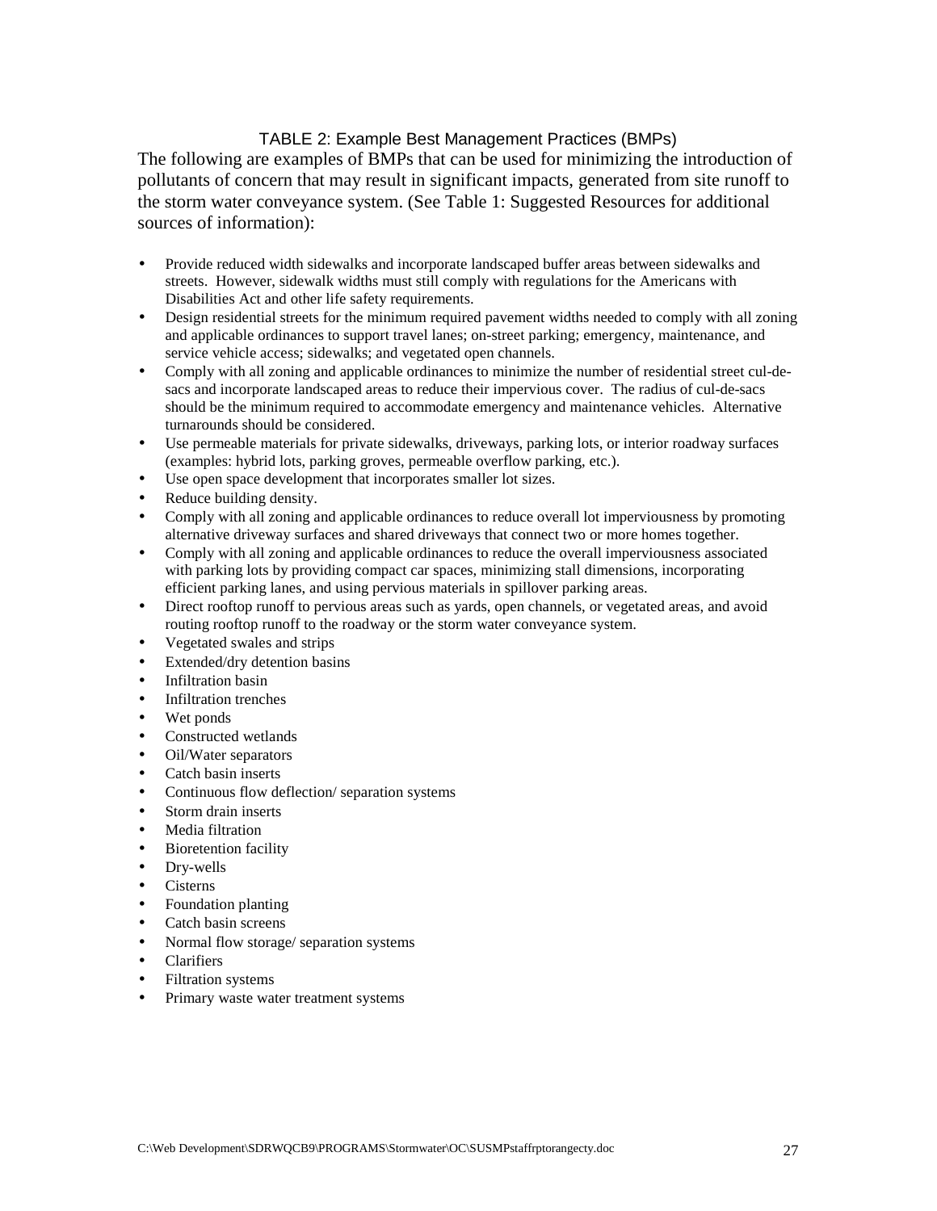## TABLE 2: Example Best Management Practices (BMPs)

The following are examples of BMPs that can be used for minimizing the introduction of pollutants of concern that may result in significant impacts, generated from site runoff to the storm water conveyance system. (See Table 1: Suggested Resources for additional sources of information):

- Provide reduced width sidewalks and incorporate landscaped buffer areas between sidewalks and streets. However, sidewalk widths must still comply with regulations for the Americans with Disabilities Act and other life safety requirements.
- Design residential streets for the minimum required pavement widths needed to comply with all zoning and applicable ordinances to support travel lanes; on-street parking; emergency, maintenance, and service vehicle access; sidewalks; and vegetated open channels.
- Comply with all zoning and applicable ordinances to minimize the number of residential street cul-de-sacs and incorporate landscaped areas to reduce their impervious cover. The radius of cul-de-sacs should be the minimum required to accommodate emergency and maintenance vehicles. Alternative turnarounds should be considered.
- Use permeable materials for private sidewalks, driveways, parking lots, or interior roadway surfaces (examples: hybrid lots, parking groves, permeable overflow parking, etc.).
- Use open space development that incorporates smaller lot sizes.
- Reduce building density.
- Comply with all zoning and applicable ordinances to reduce overall lot imperviousness by promoting alternative driveway surfaces and shared driveways that connect two or more homes together.
- Comply with all zoning and applicable ordinances to reduce the overall imperviousness associated with parking lots by providing compact car spaces, minimizing stall dimensions, incorporating efficient parking lanes, and using pervious materials in spillover parking areas.
- Direct rooftop runoff to pervious areas such as yards, open channels, or vegetated areas, and avoid routing rooftop runoff to the roadway or the storm water conveyance system.
- Vegetated swales and strips
- Extended/dry detention basins
- Infiltration basin
- Infiltration trenches
- Wet ponds
- Constructed wetlands
- Oil/Water separators
- Catch basin inserts
- Continuous flow deflection/ separation systems
- Storm drain inserts
- Media filtration
- Bioretention facility
- Dry-wells
- Cisterns
- Foundation planting
- Catch basin screens
- Normal flow storage/ separation systems
- Clarifiers
- Filtration systems
- Primary waste water treatment systems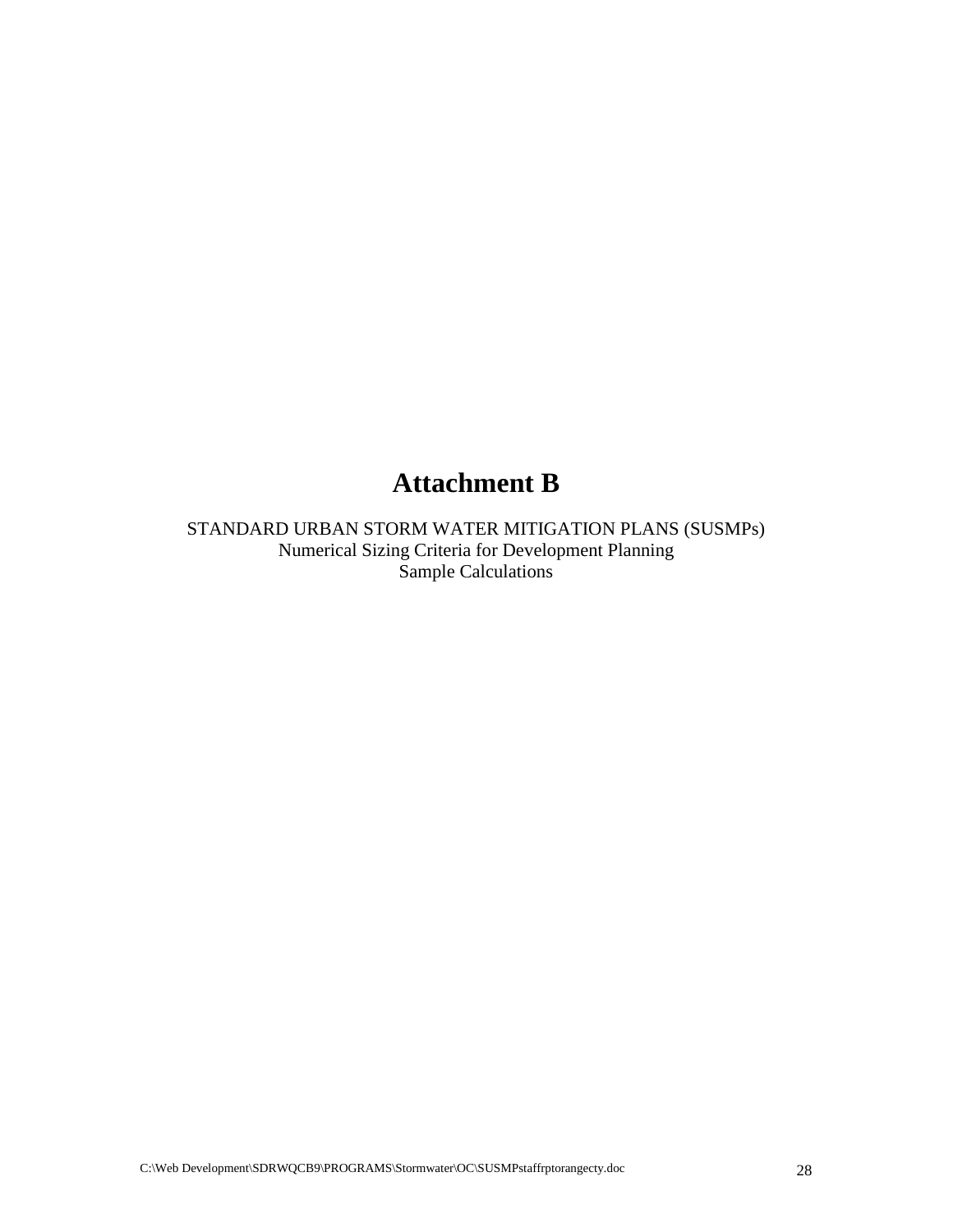# Attachment B

STANDARD URBAN STORM WATER MITIGATION PLANS (SUSMPs)
Numerical Sizing Criteria for Development Planning
Sample Calculations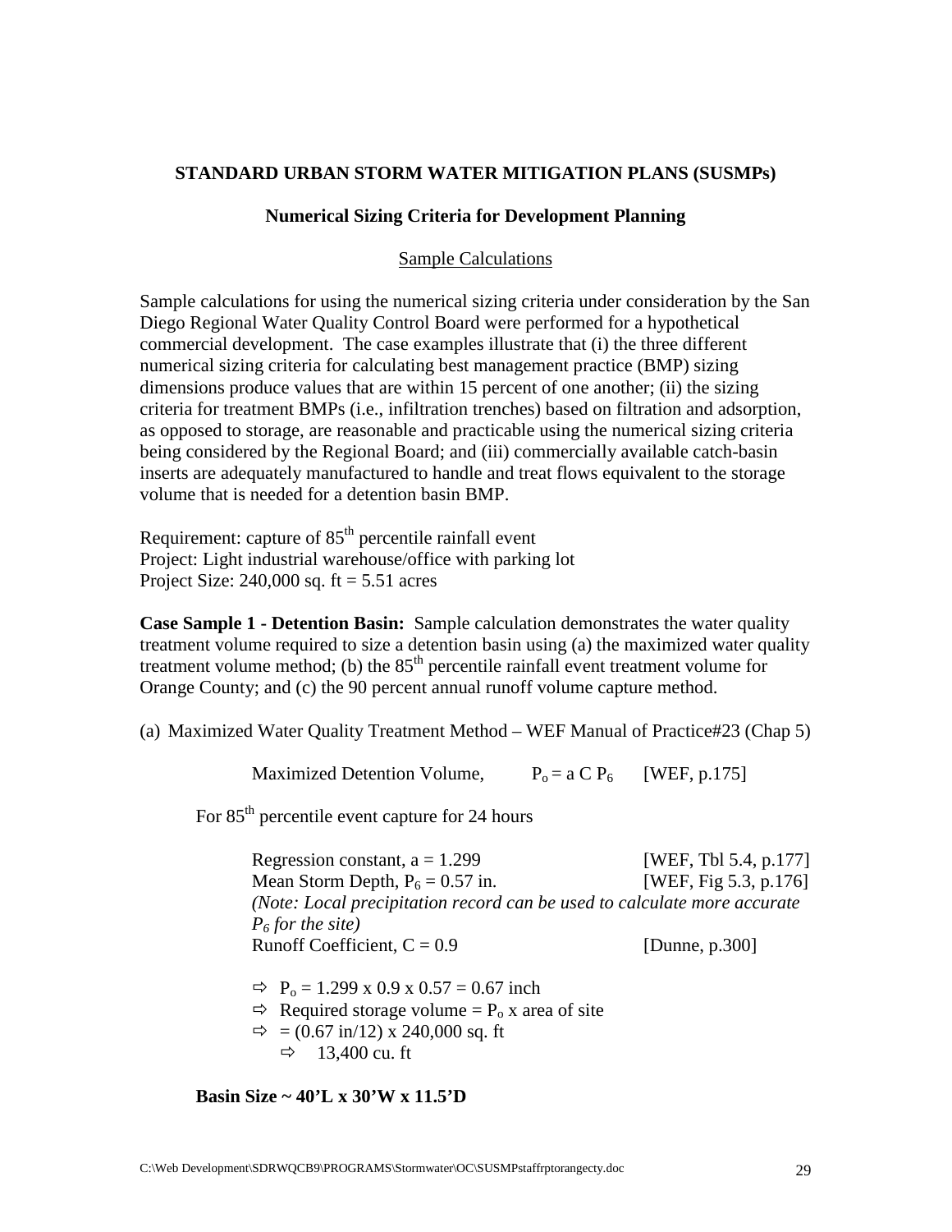**STANDARD URBAN STORM WATER MITIGATION PLANS (SUSMPs)**

**Numerical Sizing Criteria for Development Planning**

Sample Calculations

Sample calculations for using the numerical sizing criteria under consideration by the San Diego Regional Water Quality Control Board were performed for a hypothetical commercial development. The case examples illustrate that (i) the three different numerical sizing criteria for calculating best management practice (BMP) sizing dimensions produce values that are within 15 percent of one another; (ii) the sizing criteria for treatment BMPs (i.e., infiltration trenches) based on filtration and adsorption, as opposed to storage, are reasonable and practicable using the numerical sizing criteria being considered by the Regional Board; and (iii) commercially available catch-basin inserts are adequately manufactured to handle and treat flows equivalent to the storage volume that is needed for a detention basin BMP.

Requirement: capture of $85^{th}$ percentile rainfall event
Project: Light industrial warehouse/office with parking lot
Project Size: 240,000 sq. ft = 5.51 acres

**Case Sample 1 - Detention Basin:** Sample calculation demonstrates the water quality treatment volume required to size a detention basin using (a) the maximized water quality treatment volume method; (b) the $85^{th}$ percentile rainfall event treatment volume for Orange County; and (c) the 90 percent annual runoff volume capture method.

(a) Maximized Water Quality Treatment Method – WEF Manual of Practice#23 (Chap 5)

Maximized Detention Volume, $P_o = a\,C\,P_6$ [WEF, p.175]

For $85^{th}$ percentile event capture for 24 hours

Regression constant, $a = 1.299$ [WEF, Tbl 5.4, p.177]
Mean Storm Depth, $P_6 = 0.57$ in. [WEF, Fig 5.3, p.176]
*(Note: Local precipitation record can be used to calculate more accurate $P_6$ for the site)*
Runoff Coefficient, $C = 0.9$ [Dunne, p.300]

⇨ $P_o = 1.299 \times 0.9 \times 0.57 = 0.67$ inch
⇨ Required storage volume = $P_o$ x area of site
⇨ = (0.67 in/12) x 240,000 sq. ft
⇨ 13,400 cu. ft

**Basin Size ~ 40'L x 30'W x 11.5'D**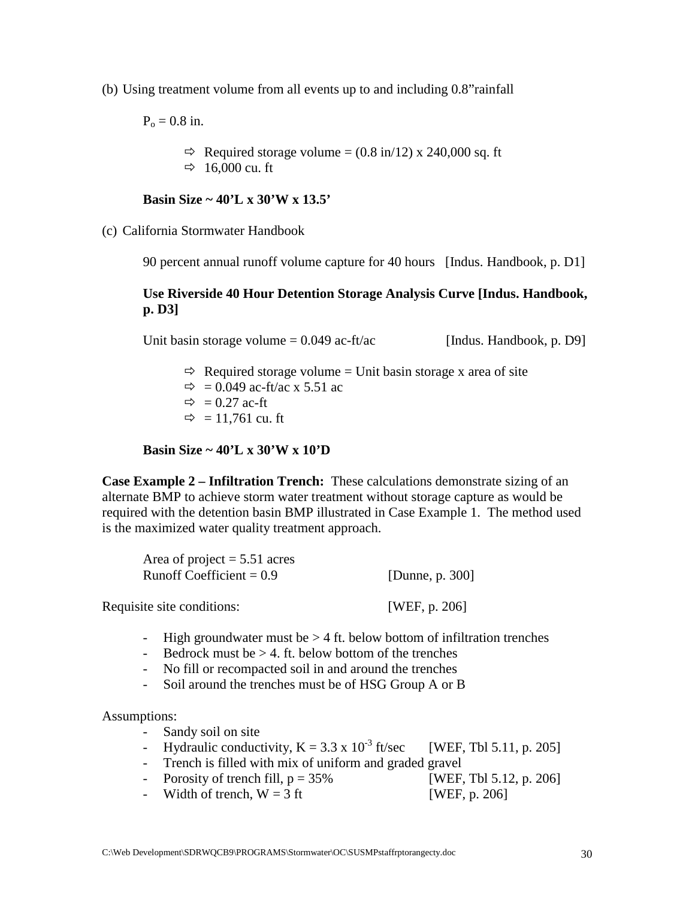(b) Using treatment volume from all events up to and including 0.8"rainfall

$P_o$ = 0.8 in.

⇨ Required storage volume = (0.8 in/12) x 240,000 sq. ft
⇨ 16,000 cu. ft

**Basin Size ~ 40'L x 30'W x 13.5'**

(c) California Stormwater Handbook

90 percent annual runoff volume capture for 40 hours [Indus. Handbook, p. D1]

**Use Riverside 40 Hour Detention Storage Analysis Curve [Indus. Handbook, p. D3]**

Unit basin storage volume = 0.049 ac-ft/ac [Indus. Handbook, p. D9]

⇨ Required storage volume = Unit basin storage x area of site
⇨ = 0.049 ac-ft/ac x 5.51 ac
⇨ = 0.27 ac-ft
⇨ = 11,761 cu. ft

**Basin Size ~ 40'L x 30'W x 10'D**

**Case Example 2 – Infiltration Trench:** These calculations demonstrate sizing of an alternate BMP to achieve storm water treatment without storage capture as would be required with the detention basin BMP illustrated in Case Example 1. The method used is the maximized water quality treatment approach.

Area of project = 5.51 acres
Runoff Coefficient = 0.9 [Dunne, p. 300]

Requisite site conditions: [WEF, p. 206]

- High groundwater must be > 4 ft. below bottom of infiltration trenches
- Bedrock must be > 4. ft. below bottom of the trenches
- No fill or recompacted soil in and around the trenches
- Soil around the trenches must be of HSG Group A or B

Assumptions:

- Sandy soil on site
- Hydraulic conductivity, $K = 3.3 \times 10^{-3}$ ft/sec [WEF, Tbl 5.11, p. 205]
- Trench is filled with mix of uniform and graded gravel
- Porosity of trench fill, p = 35% [WEF, Tbl 5.12, p. 206]
- Width of trench, W = 3 ft [WEF, p. 206]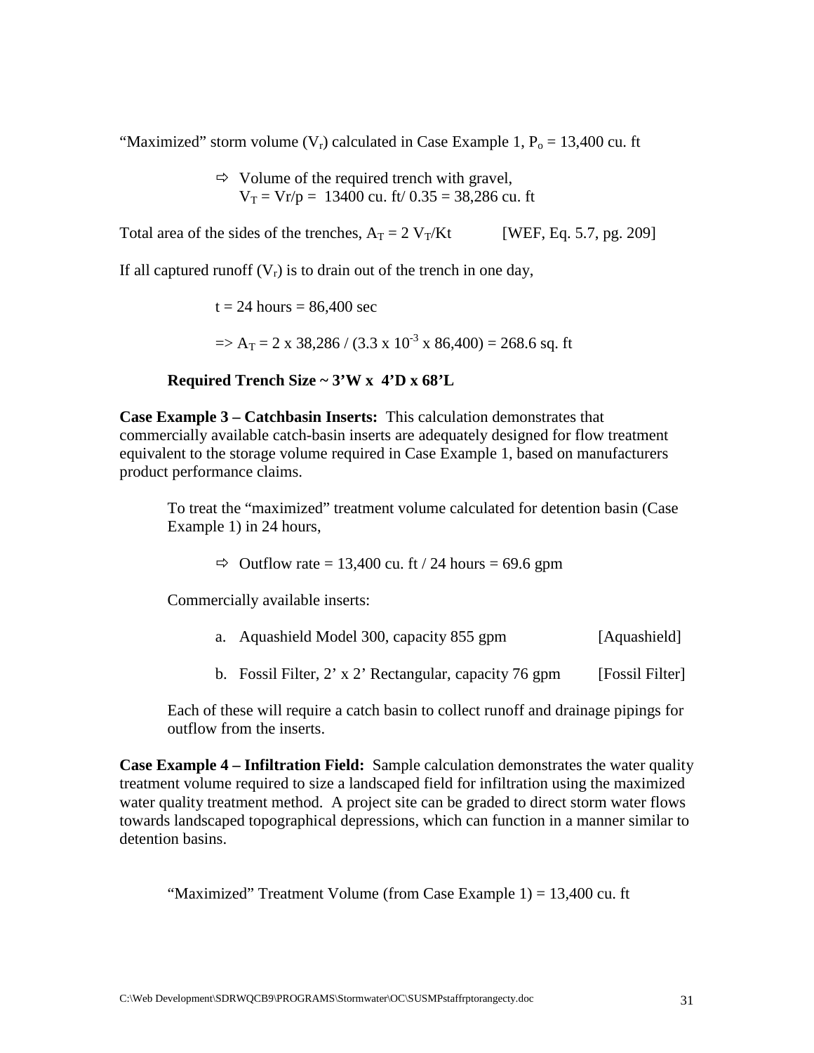"Maximized" storm volume ($V_r$) calculated in Case Example 1, $P_o$ = 13,400 cu. ft

- ⇨ Volume of the required trench with gravel,
  $V_T = Vr/p$ = 13400 cu. ft/ 0.35 = 38,286 cu. ft

Total area of the sides of the trenches, $A_T = 2\ V_T/Kt$ [WEF, Eq. 5.7, pg. 209]

If all captured runoff ($V_r$) is to drain out of the trench in one day,

$t$ = 24 hours = 86,400 sec

=> $A_T = 2 \times 38{,}286 / (3.3 \times 10^{-3} \times 86{,}400) = 268.6$ sq. ft

**Required Trench Size ~ 3'W x 4'D x 68'L**

**Case Example 3 – Catchbasin Inserts:** This calculation demonstrates that commercially available catch-basin inserts are adequately designed for flow treatment equivalent to the storage volume required in Case Example 1, based on manufacturers product performance claims.

To treat the "maximized" treatment volume calculated for detention basin (Case Example 1) in 24 hours,

- ⇨ Outflow rate = 13,400 cu. ft / 24 hours = 69.6 gpm

Commercially available inserts:

a. Aquashield Model 300, capacity 855 gpm [Aquashield]

b. Fossil Filter, 2' x 2' Rectangular, capacity 76 gpm [Fossil Filter]

Each of these will require a catch basin to collect runoff and drainage pipings for outflow from the inserts.

**Case Example 4 – Infiltration Field:** Sample calculation demonstrates the water quality treatment volume required to size a landscaped field for infiltration using the maximized water quality treatment method. A project site can be graded to direct storm water flows towards landscaped topographical depressions, which can function in a manner similar to detention basins.

"Maximized" Treatment Volume (from Case Example 1) = 13,400 cu. ft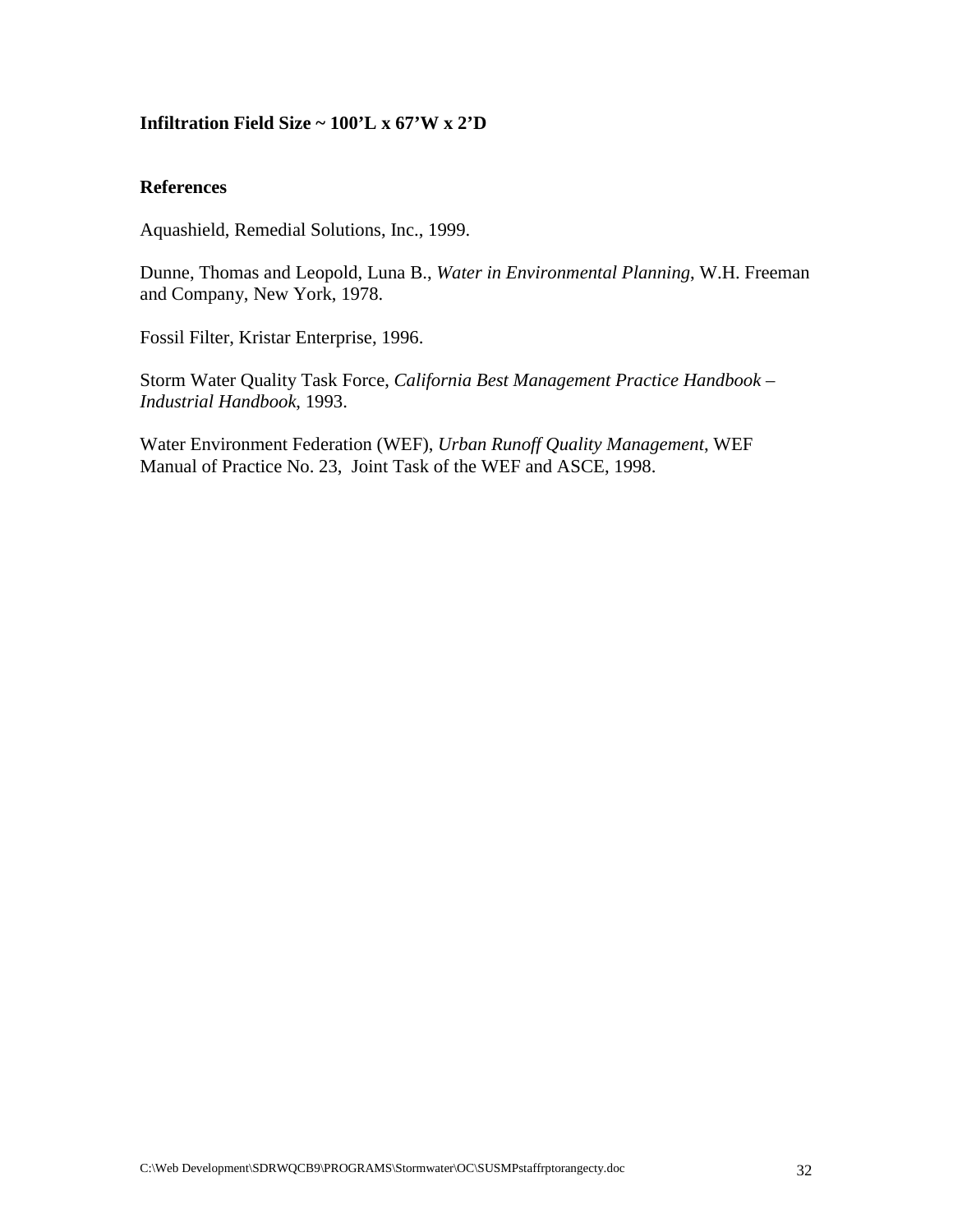**Infiltration Field Size ~ 100'L x 67'W x 2'D**

## References

Aquashield, Remedial Solutions, Inc., 1999.

Dunne, Thomas and Leopold, Luna B., *Water in Environmental Planning*, W.H. Freeman and Company, New York, 1978.

Fossil Filter, Kristar Enterprise, 1996.

Storm Water Quality Task Force, *California Best Management Practice Handbook – Industrial Handbook*, 1993.

Water Environment Federation (WEF), *Urban Runoff Quality Management*, WEF Manual of Practice No. 23, Joint Task of the WEF and ASCE, 1998.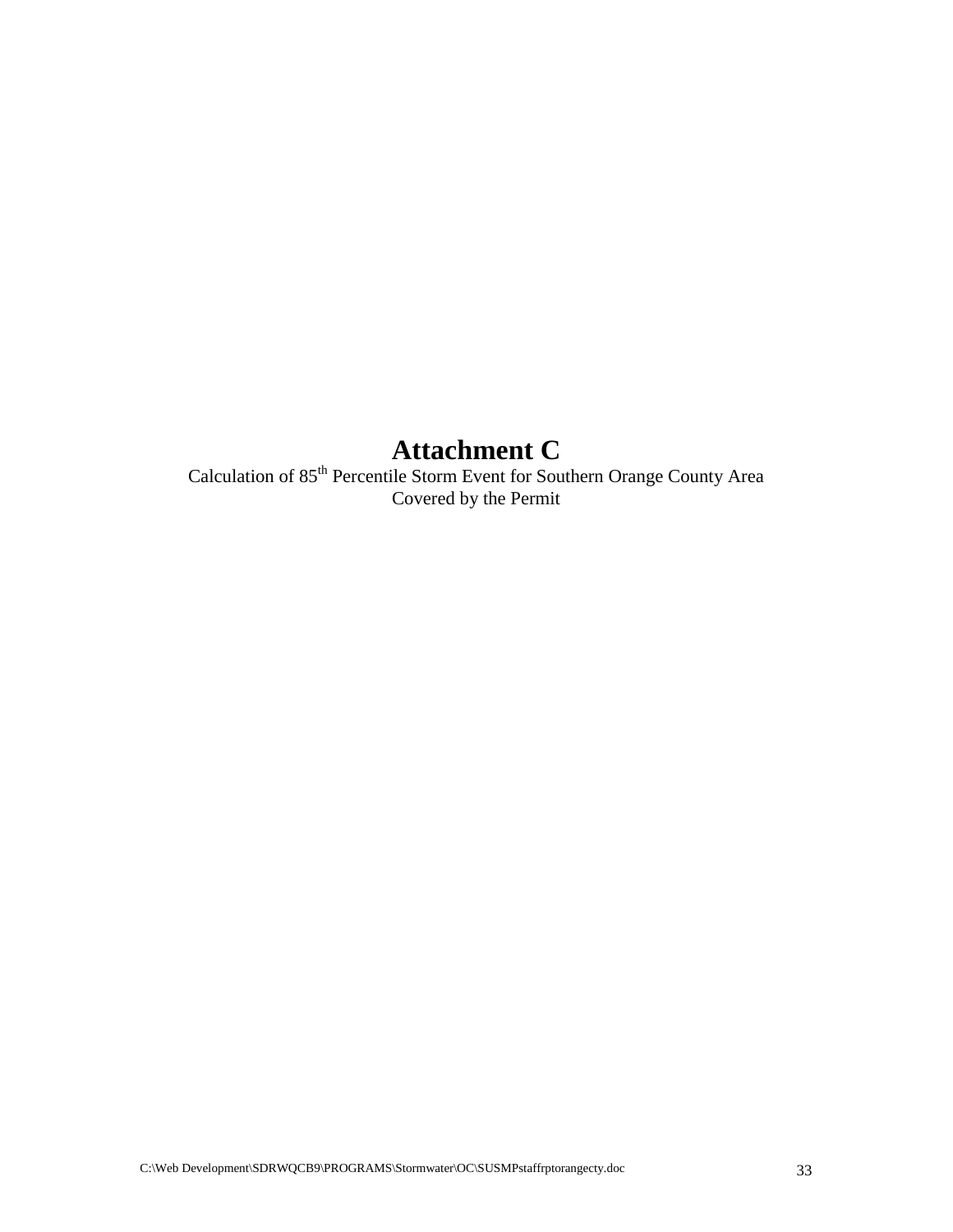# Attachment C

Calculation of 85th Percentile Storm Event for Southern Orange County Area Covered by the Permit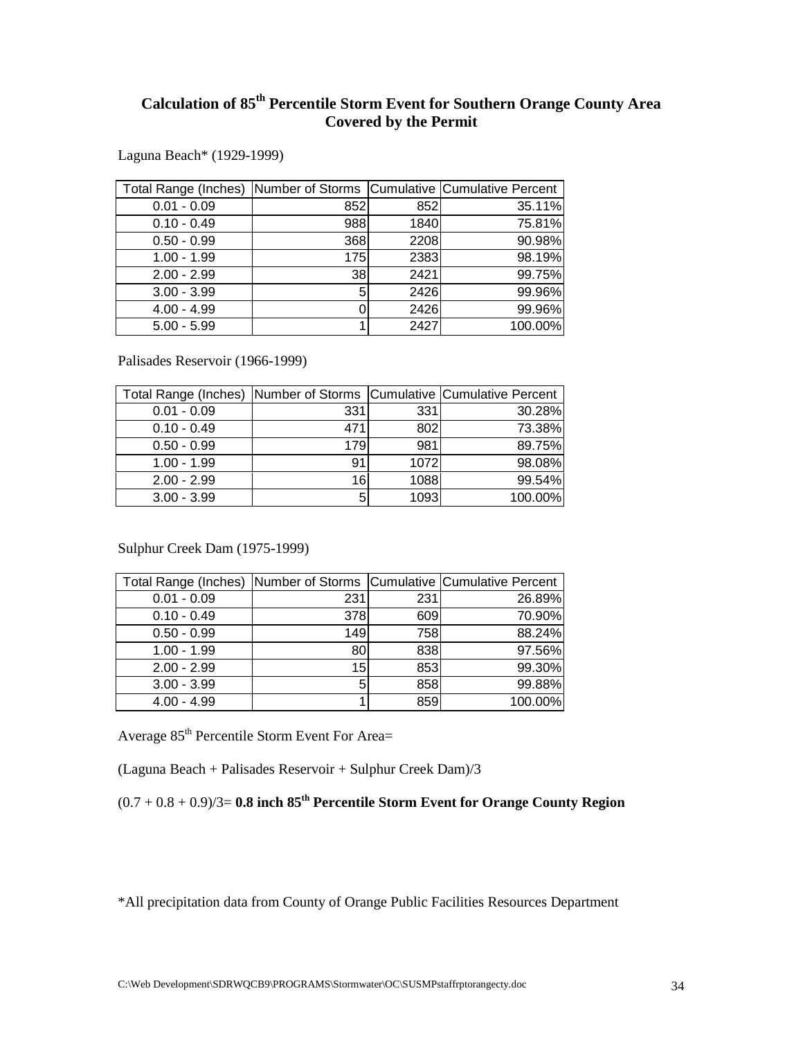## Calculation of 85th Percentile Storm Event for Southern Orange County Area Covered by the Permit

Laguna Beach* (1929-1999)

| Total Range (Inches) | Number of Storms | Cumulative | Cumulative Percent |
|---|---|---|---|
| 0.01 - 0.09 | 852 | 852 | 35.11% |
| 0.10 - 0.49 | 988 | 1840 | 75.81% |
| 0.50 - 0.99 | 368 | 2208 | 90.98% |
| 1.00 - 1.99 | 175 | 2383 | 98.19% |
| 2.00 - 2.99 | 38 | 2421 | 99.75% |
| 3.00 - 3.99 | 5 | 2426 | 99.96% |
| 4.00 - 4.99 | 0 | 2426 | 99.96% |
| 5.00 - 5.99 | 1 | 2427 | 100.00% |

Palisades Reservoir (1966-1999)

| Total Range (Inches) | Number of Storms | Cumulative | Cumulative Percent |
|---|---|---|---|
| 0.01 - 0.09 | 331 | 331 | 30.28% |
| 0.10 - 0.49 | 471 | 802 | 73.38% |
| 0.50 - 0.99 | 179 | 981 | 89.75% |
| 1.00 - 1.99 | 91 | 1072 | 98.08% |
| 2.00 - 2.99 | 16 | 1088 | 99.54% |
| 3.00 - 3.99 | 5 | 1093 | 100.00% |

Sulphur Creek Dam (1975-1999)

| Total Range (Inches) | Number of Storms | Cumulative | Cumulative Percent |
|---|---|---|---|
| 0.01 - 0.09 | 231 | 231 | 26.89% |
| 0.10 - 0.49 | 378 | 609 | 70.90% |
| 0.50 - 0.99 | 149 | 758 | 88.24% |
| 1.00 - 1.99 | 80 | 838 | 97.56% |
| 2.00 - 2.99 | 15 | 853 | 99.30% |
| 3.00 - 3.99 | 5 | 858 | 99.88% |
| 4.00 - 4.99 | 1 | 859 | 100.00% |

Average 85th Percentile Storm Event For Area=

(Laguna Beach + Palisades Reservoir + Sulphur Creek Dam)/3

(0.7 + 0.8 + 0.9)/3= **0.8 inch 85th Percentile Storm Event for Orange County Region**

*All precipitation data from County of Orange Public Facilities Resources Department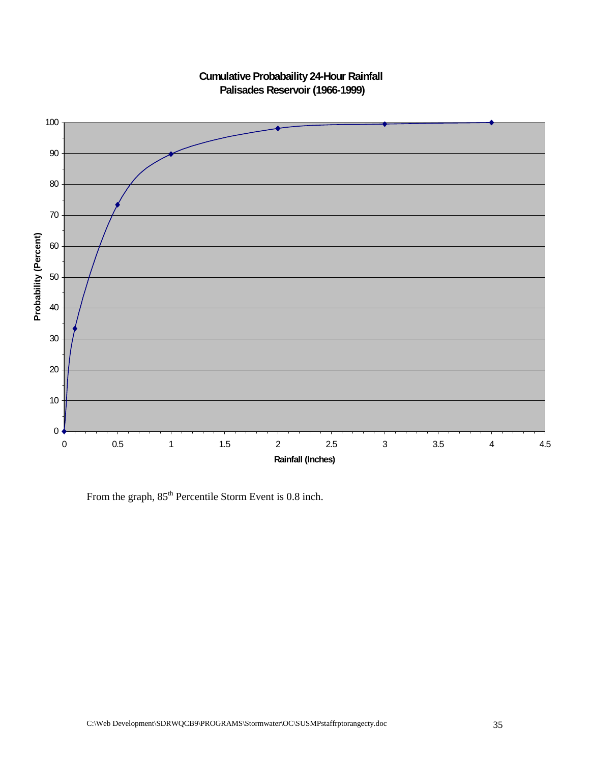**Cumulative Probabaility 24-Hour Rainfall**
**Palisades Reservoir (1966-1999)**

From the graph, 85[th] Percentile Storm Event is 0.8 inch.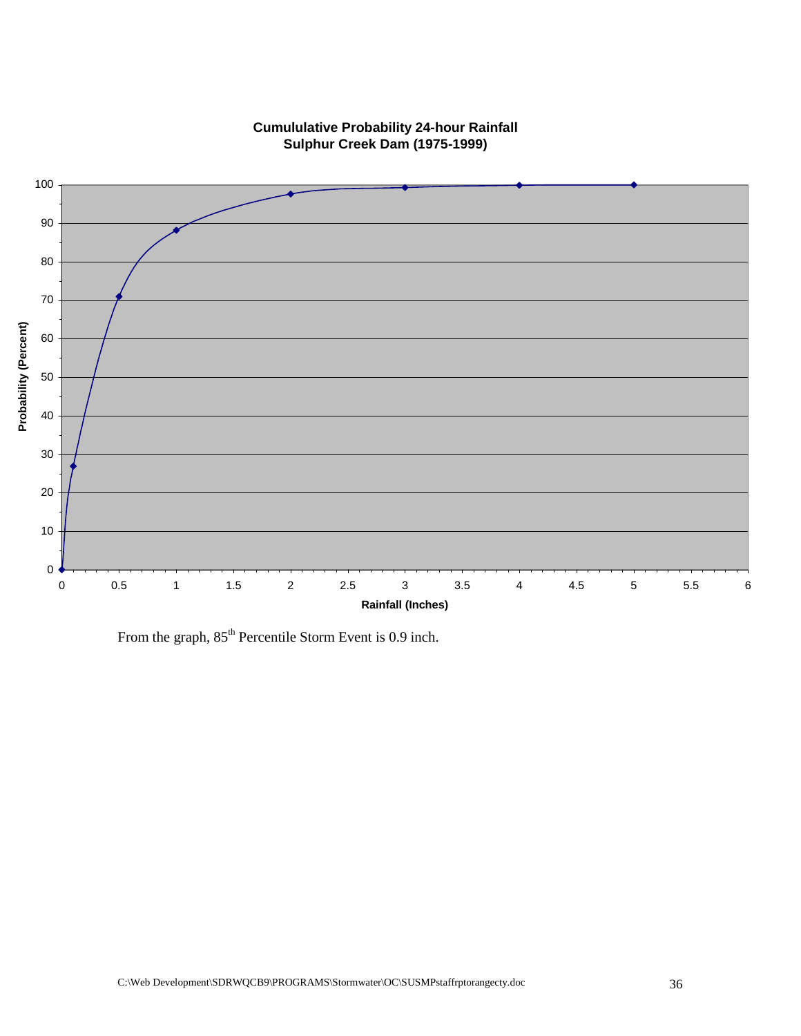**Cumululative Probability 24-hour Rainfall**
**Sulphur Creek Dam (1975-1999)**

From the graph, 85[th] Percentile Storm Event is 0.9 inch.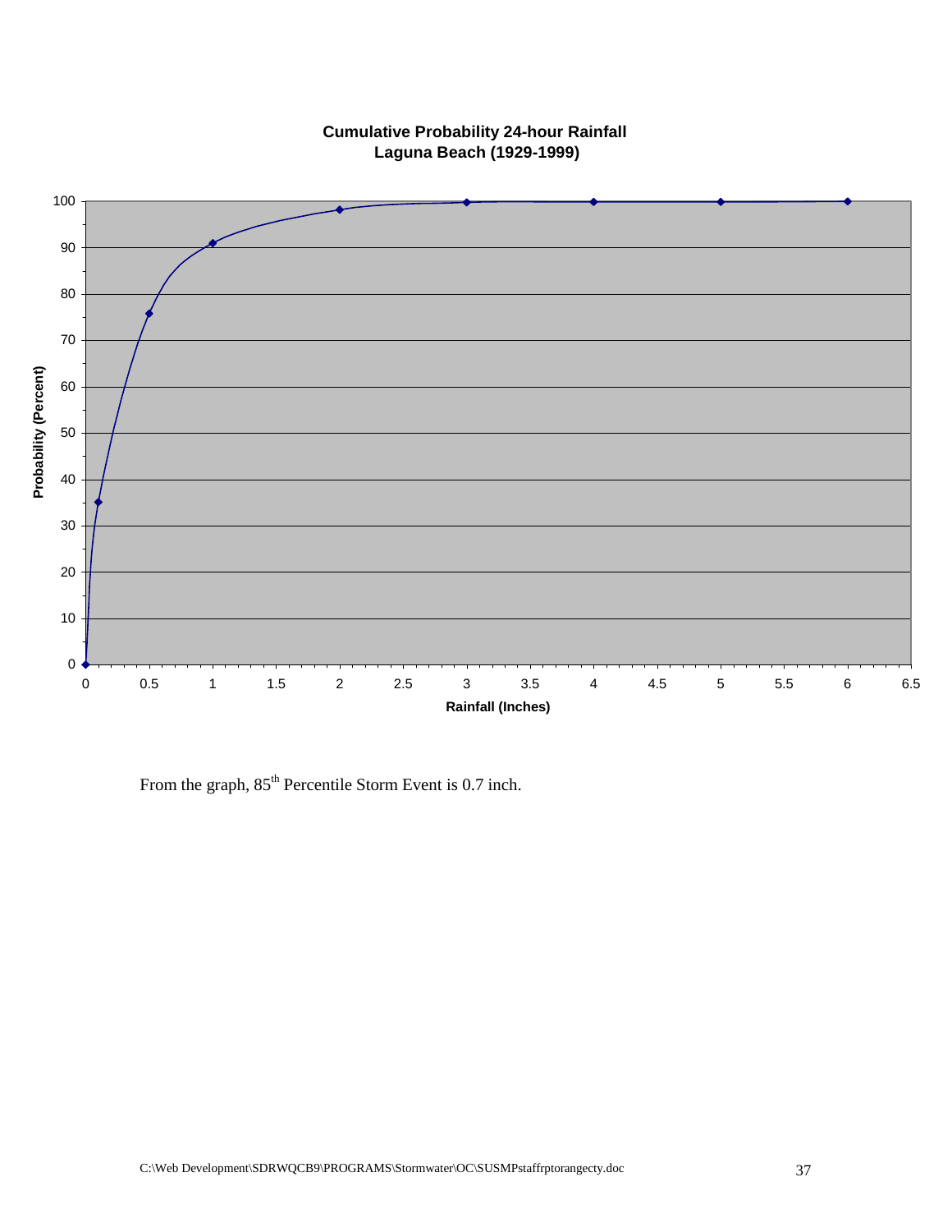**Cumulative Probability 24-hour Rainfall**
**Laguna Beach (1929-1999)**

From the graph, 85th Percentile Storm Event is 0.7 inch.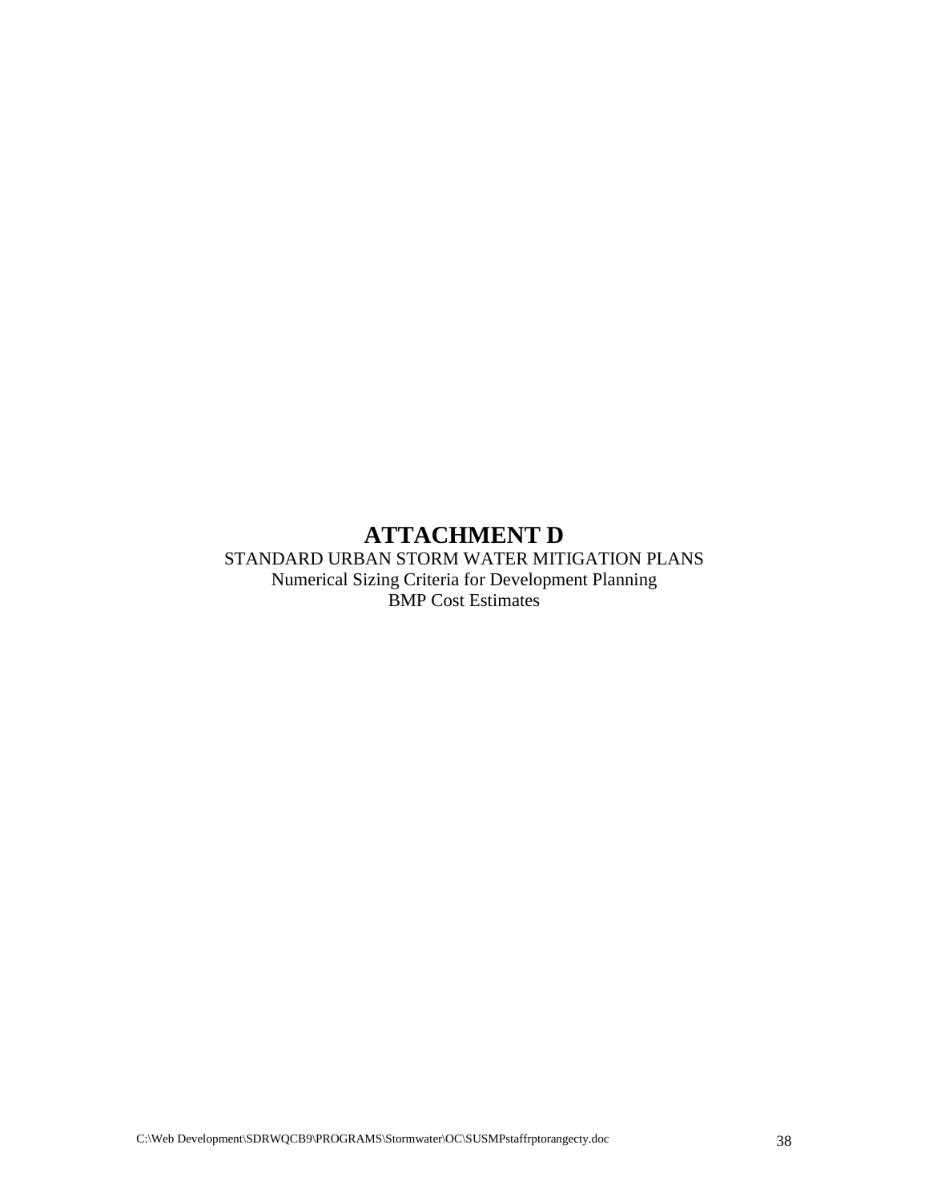# ATTACHMENT D

STANDARD URBAN STORM WATER MITIGATION PLANS
Numerical Sizing Criteria for Development Planning
BMP Cost Estimates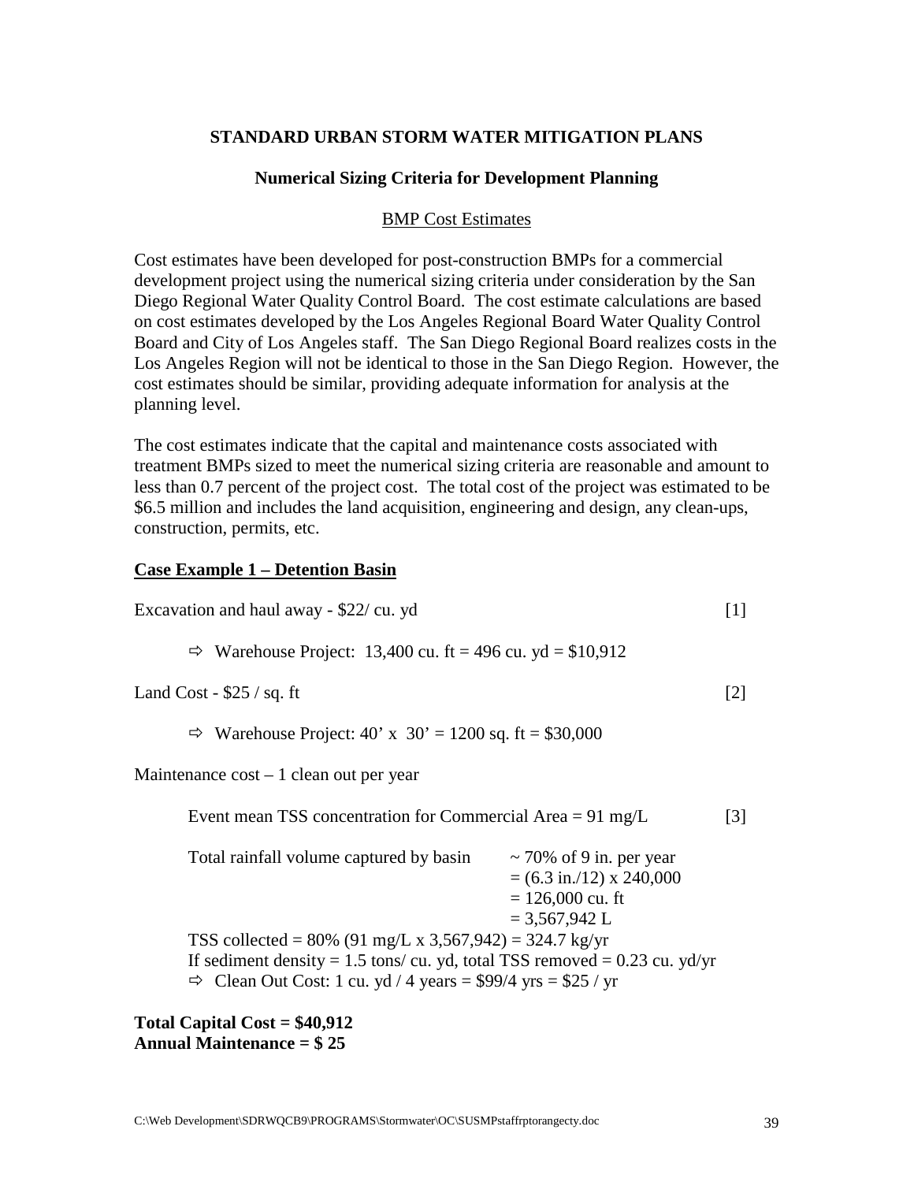**STANDARD URBAN STORM WATER MITIGATION PLANS**

**Numerical Sizing Criteria for Development Planning**

BMP Cost Estimates

Cost estimates have been developed for post-construction BMPs for a commercial development project using the numerical sizing criteria under consideration by the San Diego Regional Water Quality Control Board. The cost estimate calculations are based on cost estimates developed by the Los Angeles Regional Board Water Quality Control Board and City of Los Angeles staff. The San Diego Regional Board realizes costs in the Los Angeles Region will not be identical to those in the San Diego Region. However, the cost estimates should be similar, providing adequate information for analysis at the planning level.

The cost estimates indicate that the capital and maintenance costs associated with treatment BMPs sized to meet the numerical sizing criteria are reasonable and amount to less than 0.7 percent of the project cost. The total cost of the project was estimated to be $6.5 million and includes the land acquisition, engineering and design, any clean-ups, construction, permits, etc.

**Case Example 1 – Detention Basin**

Excavation and haul away - $22/ cu. yd [1]

⇨ Warehouse Project: 13,400 cu. ft = 496 cu. yd = $10,912

Land Cost - $25 / sq. ft [2]

⇨ Warehouse Project: 40' x 30' = 1200 sq. ft = $30,000

Maintenance cost – 1 clean out per year

Event mean TSS concentration for Commercial Area = 91 mg/L [3]

Total rainfall volume captured by basin ~ 70% of 9 in. per year
= (6.3 in./12) x 240,000
= 126,000 cu. ft
= 3,567,942 L

TSS collected = 80% (91 mg/L x 3,567,942) = 324.7 kg/yr
If sediment density = 1.5 tons/ cu. yd, total TSS removed = 0.23 cu. yd/yr
⇨ Clean Out Cost: 1 cu. yd / 4 years = $99/4 yrs = $25 / yr

**Total Capital Cost = $40,912**
**Annual Maintenance = $ 25**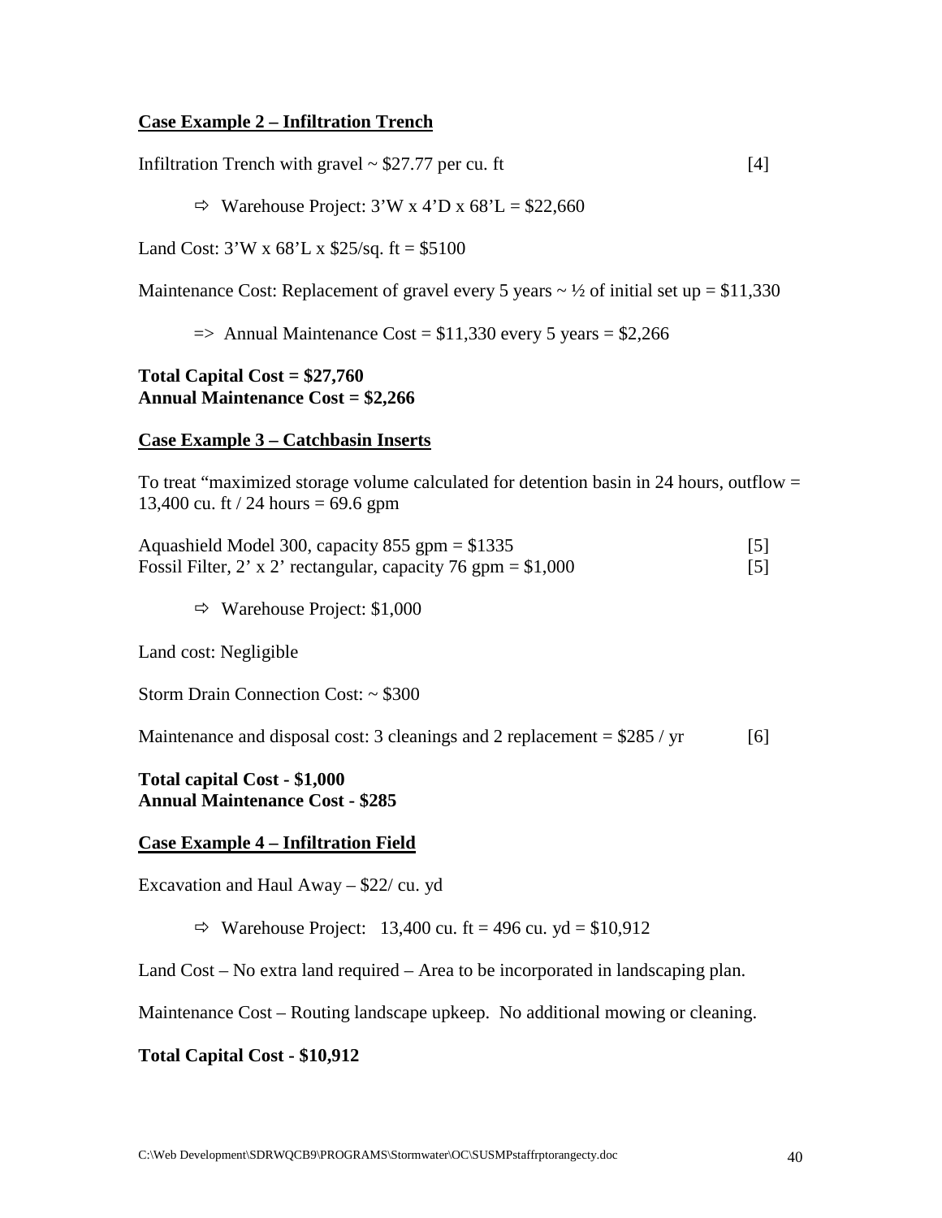**Case Example 2 – Infiltration Trench**

Infiltration Trench with gravel ~ $27.77 per cu. ft [4]

⇨ Warehouse Project: 3'W x 4'D x 68'L = $22,660

Land Cost: 3'W x 68'L x $25/sq. ft = $5100

Maintenance Cost: Replacement of gravel every 5 years ~ ½ of initial set up = $11,330

=> Annual Maintenance Cost = $11,330 every 5 years = $2,266

**Total Capital Cost = $27,760**
**Annual Maintenance Cost = $2,266**

**Case Example 3 – Catchbasin Inserts**

To treat "maximized storage volume calculated for detention basin in 24 hours, outflow = 13,400 cu. ft / 24 hours = 69.6 gpm

Aquashield Model 300, capacity 855 gpm = $1335 [5]
Fossil Filter, 2' x 2' rectangular, capacity 76 gpm = $1,000 [5]

⇨ Warehouse Project: $1,000

Land cost: Negligible

Storm Drain Connection Cost: ~ $300

Maintenance and disposal cost: 3 cleanings and 2 replacement = $285 / yr [6]

**Total capital Cost - $1,000**
**Annual Maintenance Cost - $285**

**Case Example 4 – Infiltration Field**

Excavation and Haul Away – $22/ cu. yd

⇨ Warehouse Project: 13,400 cu. ft = 496 cu. yd = $10,912

Land Cost – No extra land required – Area to be incorporated in landscaping plan.

Maintenance Cost – Routing landscape upkeep. No additional mowing or cleaning.

**Total Capital Cost - $10,912**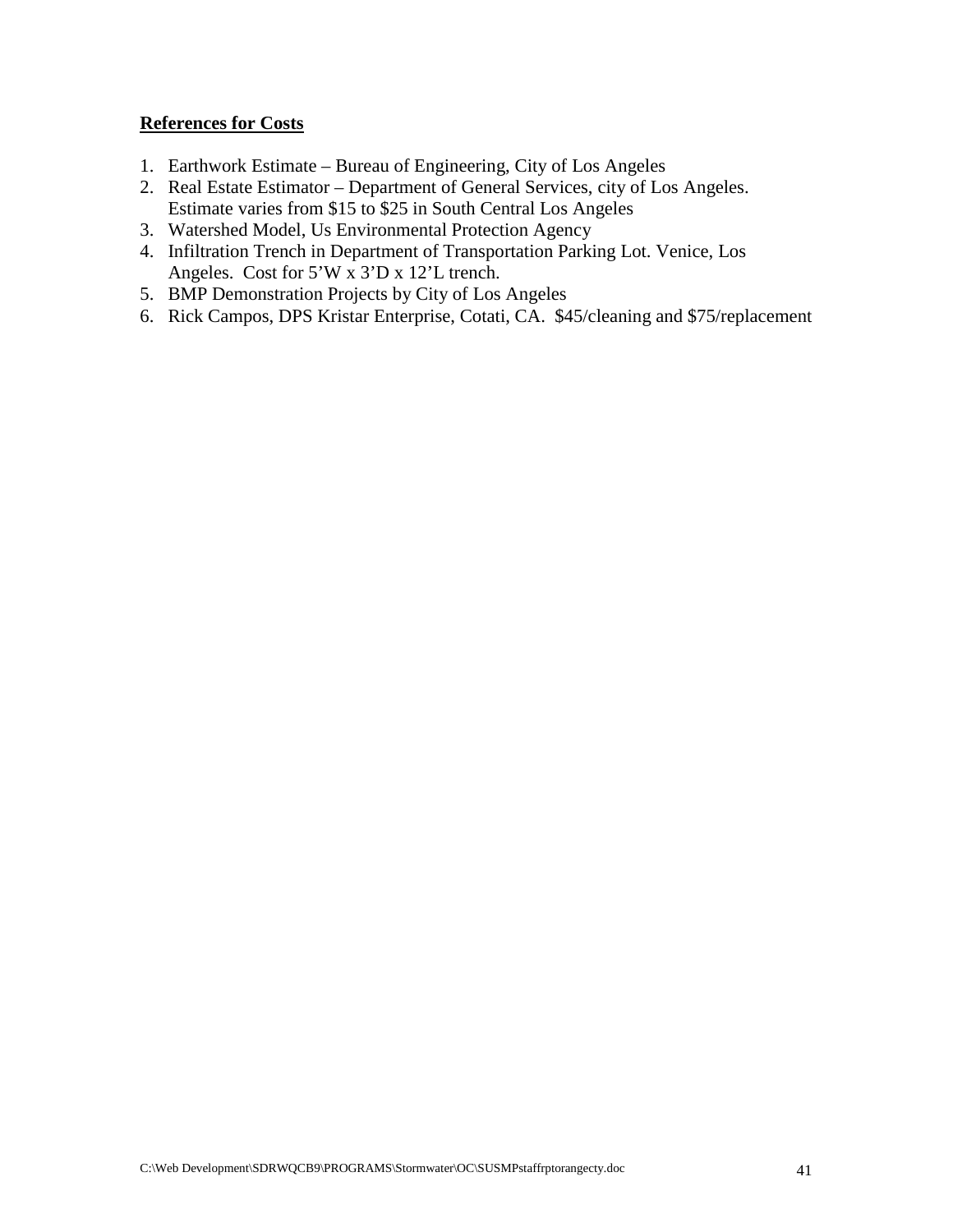**References for Costs**

1. Earthwork Estimate – Bureau of Engineering, City of Los Angeles
2. Real Estate Estimator – Department of General Services, city of Los Angeles. Estimate varies from $15 to $25 in South Central Los Angeles
3. Watershed Model, Us Environmental Protection Agency
4. Infiltration Trench in Department of Transportation Parking Lot. Venice, Los Angeles. Cost for 5'W x 3'D x 12'L trench.
5. BMP Demonstration Projects by City of Los Angeles
6. Rick Campos, DPS Kristar Enterprise, Cotati, CA. $45/cleaning and $75/replacement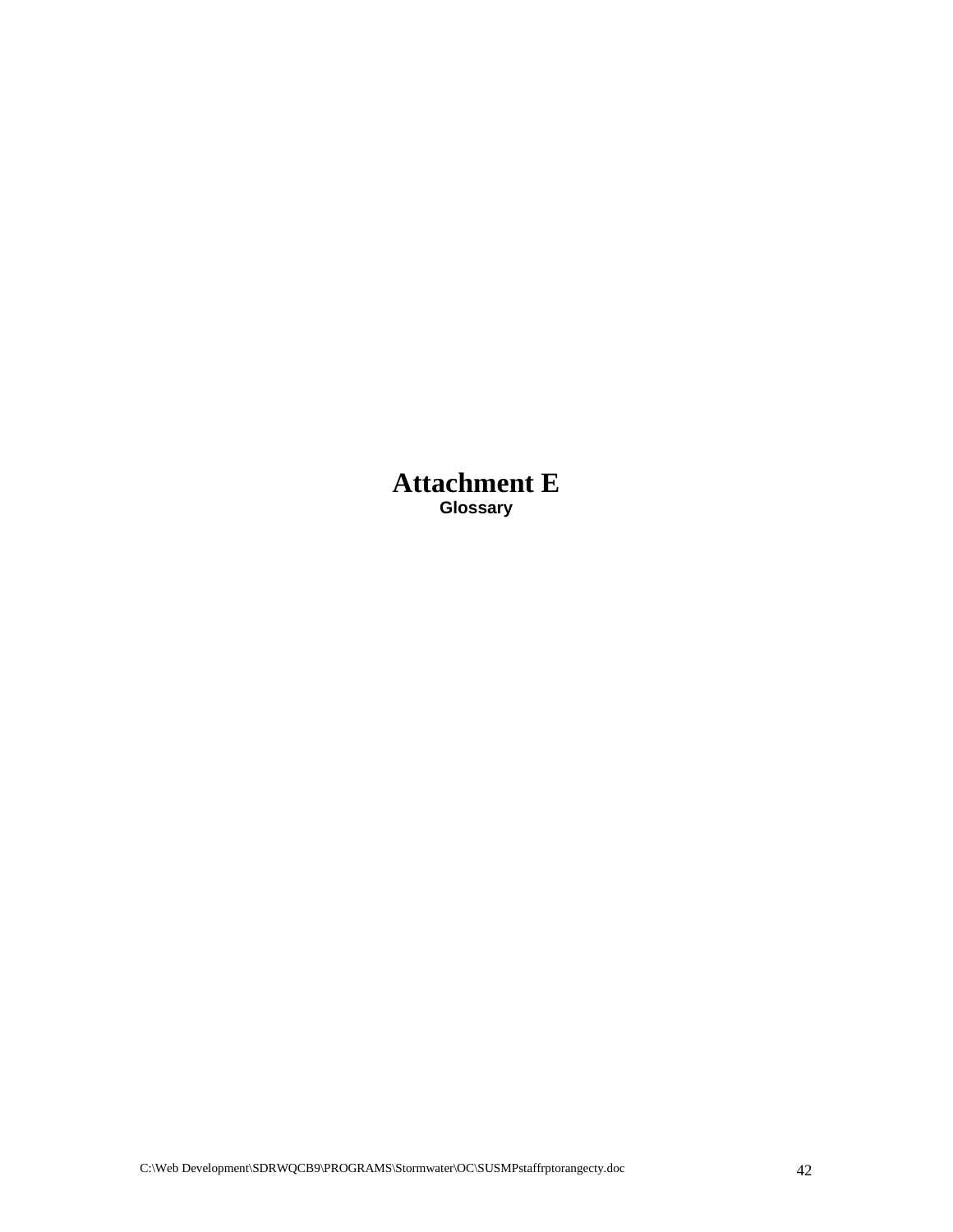# Attachment E

**Glossary**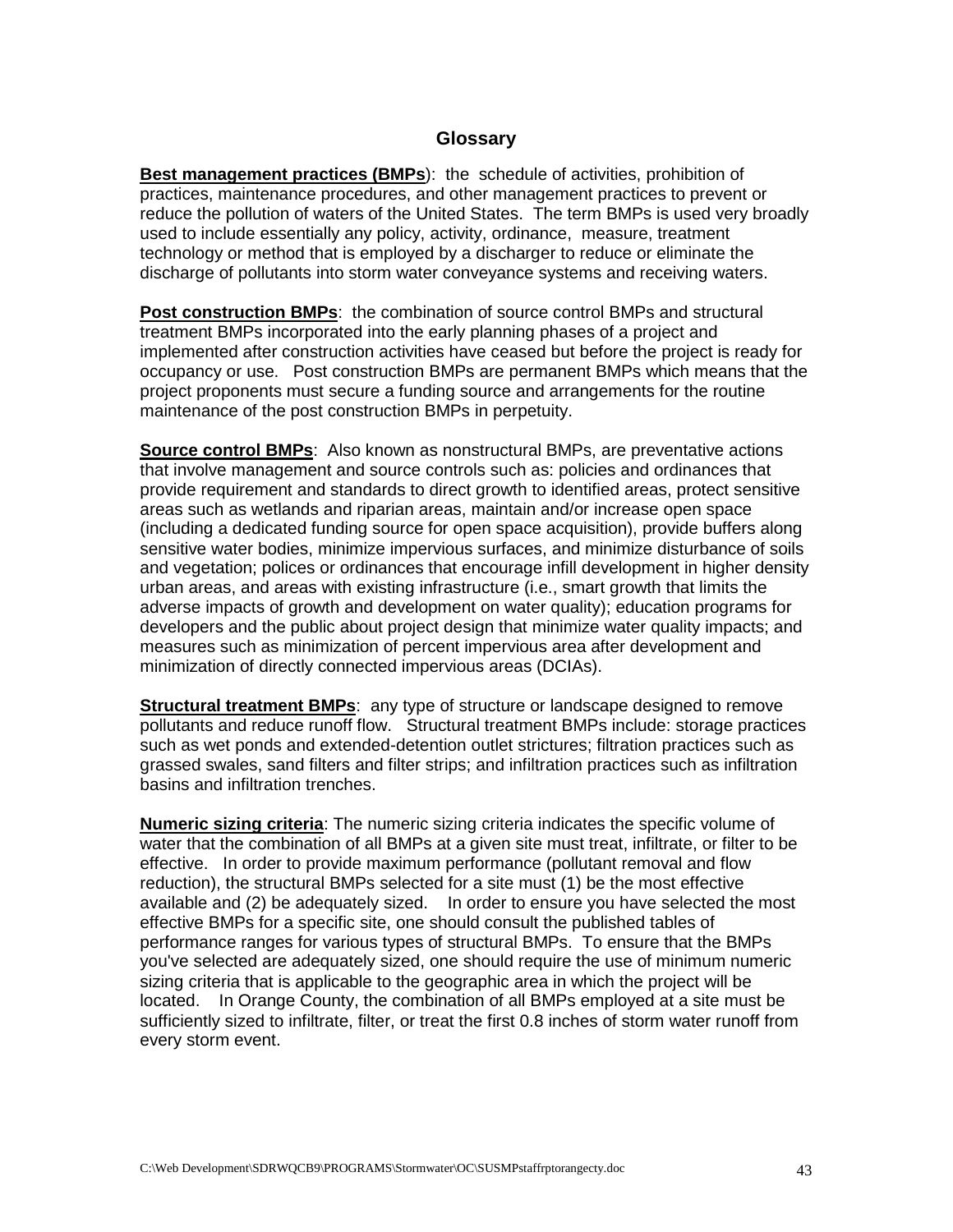## Glossary

**Best management practices (BMPs)**: the schedule of activities, prohibition of practices, maintenance procedures, and other management practices to prevent or reduce the pollution of waters of the United States. The term BMPs is used very broadly used to include essentially any policy, activity, ordinance, measure, treatment technology or method that is employed by a discharger to reduce or eliminate the discharge of pollutants into storm water conveyance systems and receiving waters.

**Post construction BMPs**: the combination of source control BMPs and structural treatment BMPs incorporated into the early planning phases of a project and implemented after construction activities have ceased but before the project is ready for occupancy or use. Post construction BMPs are permanent BMPs which means that the project proponents must secure a funding source and arrangements for the routine maintenance of the post construction BMPs in perpetuity.

**Source control BMPs**: Also known as nonstructural BMPs, are preventative actions that involve management and source controls such as: policies and ordinances that provide requirement and standards to direct growth to identified areas, protect sensitive areas such as wetlands and riparian areas, maintain and/or increase open space (including a dedicated funding source for open space acquisition), provide buffers along sensitive water bodies, minimize impervious surfaces, and minimize disturbance of soils and vegetation; polices or ordinances that encourage infill development in higher density urban areas, and areas with existing infrastructure (i.e., smart growth that limits the adverse impacts of growth and development on water quality); education programs for developers and the public about project design that minimize water quality impacts; and measures such as minimization of percent impervious area after development and minimization of directly connected impervious areas (DCIAs).

**Structural treatment BMPs**: any type of structure or landscape designed to remove pollutants and reduce runoff flow. Structural treatment BMPs include: storage practices such as wet ponds and extended-detention outlet strictures; filtration practices such as grassed swales, sand filters and filter strips; and infiltration practices such as infiltration basins and infiltration trenches.

**Numeric sizing criteria**: The numeric sizing criteria indicates the specific volume of water that the combination of all BMPs at a given site must treat, infiltrate, or filter to be effective. In order to provide maximum performance (pollutant removal and flow reduction), the structural BMPs selected for a site must (1) be the most effective available and (2) be adequately sized. In order to ensure you have selected the most effective BMPs for a specific site, one should consult the published tables of performance ranges for various types of structural BMPs. To ensure that the BMPs you've selected are adequately sized, one should require the use of minimum numeric sizing criteria that is applicable to the geographic area in which the project will be located. In Orange County, the combination of all BMPs employed at a site must be sufficiently sized to infiltrate, filter, or treat the first 0.8 inches of storm water runoff from every storm event.